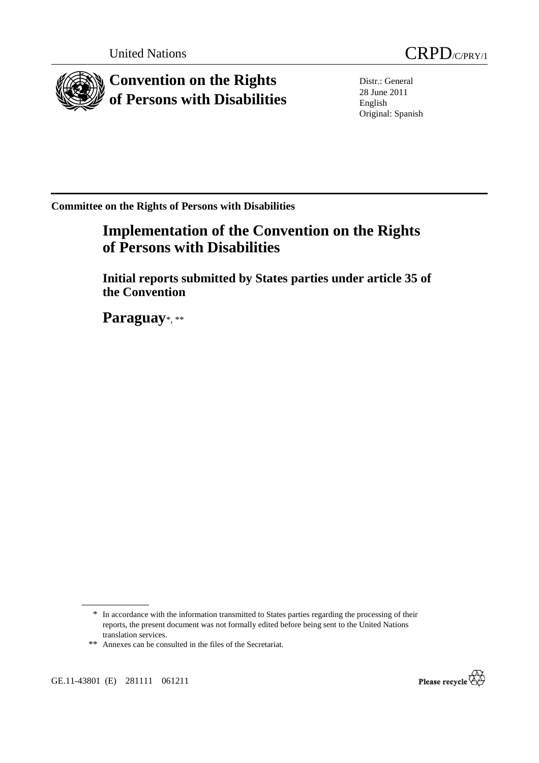United Nations CRPD/C/PRY/1

# Convention on the Rights of Persons with Disabilities

Distr.: General
28 June 2011
English
Original: Spanish

**Committee on the Rights of Persons with Disabilities**

## Implementation of the Convention on the Rights of Persons with Disabilities

### Initial reports submitted by States parties under article 35 of the Convention

## Paraguay*, **

\* In accordance with the information transmitted to States parties regarding the processing of their reports, the present document was not formally edited before being sent to the United Nations translation services.

\*\* Annexes can be consulted in the files of the Secretariat.

GE.11-43801 (E) 281111 061211

Please recycle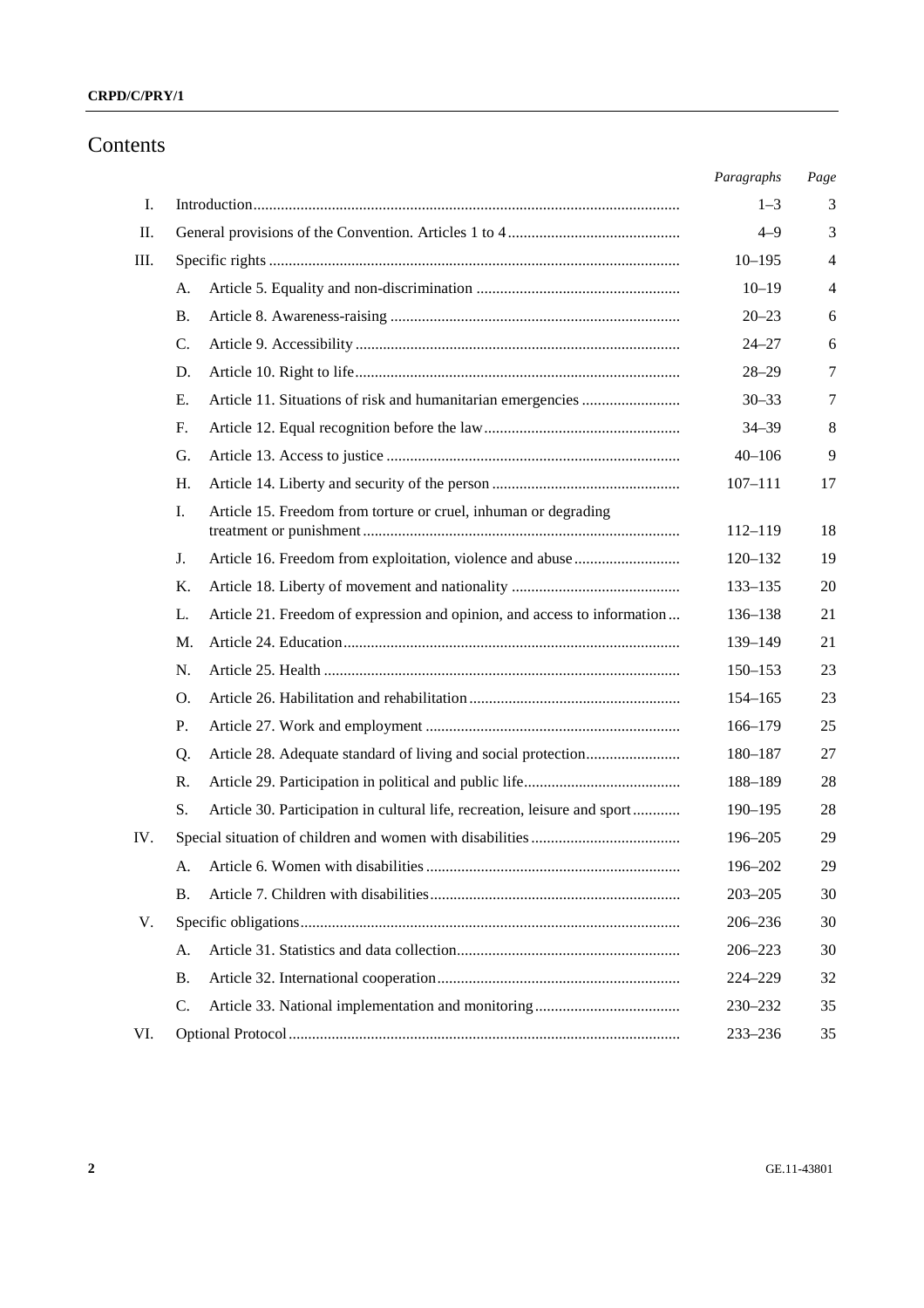# Contents

| | | | Paragraphs | Page |
|---|---|---|---|---|
| I. | Introduction | | 1–3 | 3 |
| II. | General provisions of the Convention. Articles 1 to 4 | | 4–9 | 3 |
| III. | Specific rights | | 10–195 | 4 |
| | A. | Article 5. Equality and non-discrimination | 10–19 | 4 |
| | B. | Article 8. Awareness-raising | 20–23 | 6 |
| | C. | Article 9. Accessibility | 24–27 | 6 |
| | D. | Article 10. Right to life | 28–29 | 7 |
| | E. | Article 11. Situations of risk and humanitarian emergencies | 30–33 | 7 |
| | F. | Article 12. Equal recognition before the law | 34–39 | 8 |
| | G. | Article 13. Access to justice | 40–106 | 9 |
| | H. | Article 14. Liberty and security of the person | 107–111 | 17 |
| | I. | Article 15. Freedom from torture or cruel, inhuman or degrading treatment or punishment | 112–119 | 18 |
| | J. | Article 16. Freedom from exploitation, violence and abuse | 120–132 | 19 |
| | K. | Article 18. Liberty of movement and nationality | 133–135 | 20 |
| | L. | Article 21. Freedom of expression and opinion, and access to information | 136–138 | 21 |
| | M. | Article 24. Education | 139–149 | 21 |
| | N. | Article 25. Health | 150–153 | 23 |
| | O. | Article 26. Habilitation and rehabilitation | 154–165 | 23 |
| | P. | Article 27. Work and employment | 166–179 | 25 |
| | Q. | Article 28. Adequate standard of living and social protection | 180–187 | 27 |
| | R. | Article 29. Participation in political and public life | 188–189 | 28 |
| | S. | Article 30. Participation in cultural life, recreation, leisure and sport | 190–195 | 28 |
| IV. | Special situation of children and women with disabilities | | 196–205 | 29 |
| | A. | Article 6. Women with disabilities | 196–202 | 29 |
| | B. | Article 7. Children with disabilities | 203–205 | 30 |
| V. | Specific obligations | | 206–236 | 30 |
| | A. | Article 31. Statistics and data collection | 206–223 | 30 |
| | B. | Article 32. International cooperation | 224–229 | 32 |
| | C. | Article 33. National implementation and monitoring | 230–232 | 35 |
| VI. | Optional Protocol | | 233–236 | 35 |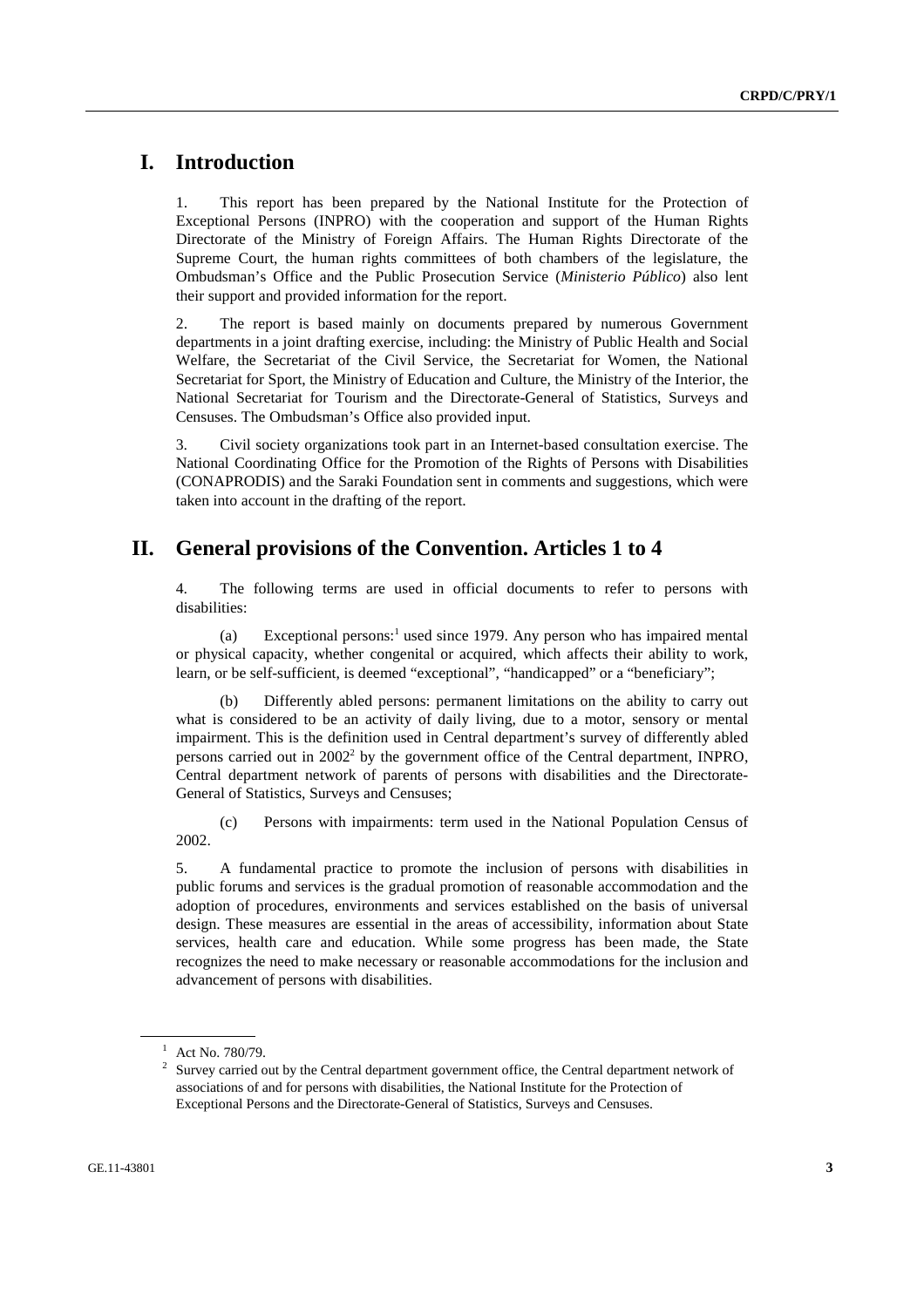# I. Introduction

1. This report has been prepared by the National Institute for the Protection of Exceptional Persons (INPRO) with the cooperation and support of the Human Rights Directorate of the Ministry of Foreign Affairs. The Human Rights Directorate of the Supreme Court, the human rights committees of both chambers of the legislature, the Ombudsman's Office and the Public Prosecution Service (*Ministerio Público*) also lent their support and provided information for the report.

2. The report is based mainly on documents prepared by numerous Government departments in a joint drafting exercise, including: the Ministry of Public Health and Social Welfare, the Secretariat of the Civil Service, the Secretariat for Women, the National Secretariat for Sport, the Ministry of Education and Culture, the Ministry of the Interior, the National Secretariat for Tourism and the Directorate-General of Statistics, Surveys and Censuses. The Ombudsman's Office also provided input.

3. Civil society organizations took part in an Internet-based consultation exercise. The National Coordinating Office for the Promotion of the Rights of Persons with Disabilities (CONAPRODIS) and the Saraki Foundation sent in comments and suggestions, which were taken into account in the drafting of the report.

# II. General provisions of the Convention. Articles 1 to 4

4. The following terms are used in official documents to refer to persons with disabilities:

(a) Exceptional persons:[1] used since 1979. Any person who has impaired mental or physical capacity, whether congenital or acquired, which affects their ability to work, learn, or be self-sufficient, is deemed "exceptional", "handicapped" or a "beneficiary";

(b) Differently abled persons: permanent limitations on the ability to carry out what is considered to be an activity of daily living, due to a motor, sensory or mental impairment. This is the definition used in Central department's survey of differently abled persons carried out in 2002[2] by the government office of the Central department, INPRO, Central department network of parents of persons with disabilities and the Directorate-General of Statistics, Surveys and Censuses;

(c) Persons with impairments: term used in the National Population Census of 2002.

5. A fundamental practice to promote the inclusion of persons with disabilities in public forums and services is the gradual promotion of reasonable accommodation and the adoption of procedures, environments and services established on the basis of universal design. These measures are essential in the areas of accessibility, information about State services, health care and education. While some progress has been made, the State recognizes the need to make necessary or reasonable accommodations for the inclusion and advancement of persons with disabilities.

---

[1] Act No. 780/79.

[2] Survey carried out by the Central department government office, the Central department network of associations of and for persons with disabilities, the National Institute for the Protection of Exceptional Persons and the Directorate-General of Statistics, Surveys and Censuses.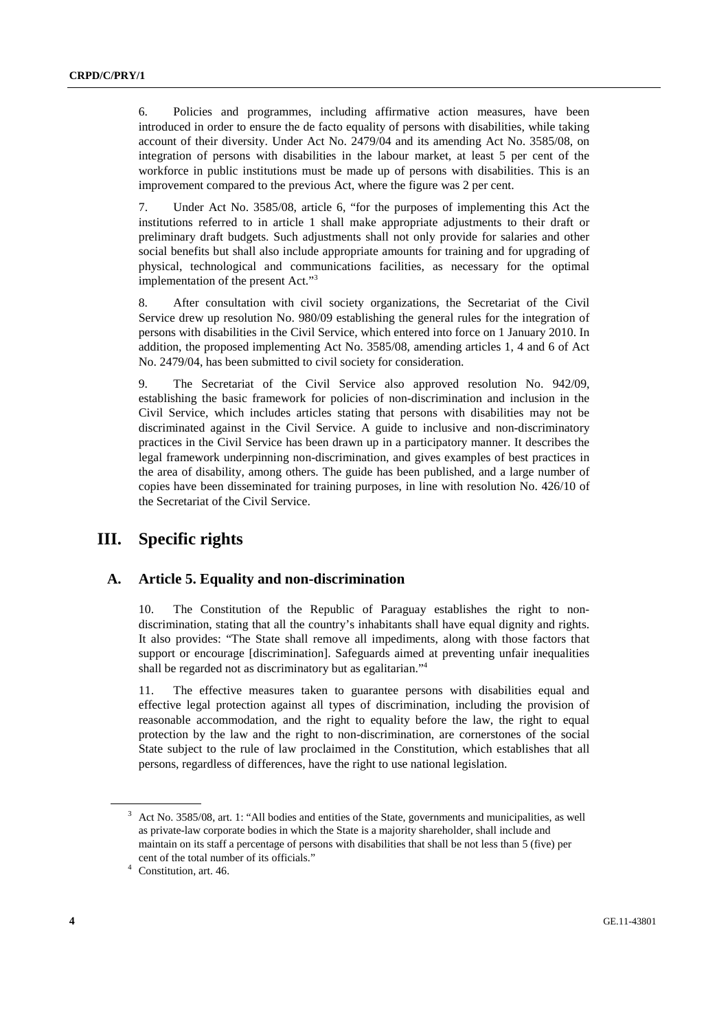6. Policies and programmes, including affirmative action measures, have been introduced in order to ensure the de facto equality of persons with disabilities, while taking account of their diversity. Under Act No. 2479/04 and its amending Act No. 3585/08, on integration of persons with disabilities in the labour market, at least 5 per cent of the workforce in public institutions must be made up of persons with disabilities. This is an improvement compared to the previous Act, where the figure was 2 per cent.

7. Under Act No. 3585/08, article 6, "for the purposes of implementing this Act the institutions referred to in article 1 shall make appropriate adjustments to their draft or preliminary draft budgets. Such adjustments shall not only provide for salaries and other social benefits but shall also include appropriate amounts for training and for upgrading of physical, technological and communications facilities, as necessary for the optimal implementation of the present Act."[3]

8. After consultation with civil society organizations, the Secretariat of the Civil Service drew up resolution No. 980/09 establishing the general rules for the integration of persons with disabilities in the Civil Service, which entered into force on 1 January 2010. In addition, the proposed implementing Act No. 3585/08, amending articles 1, 4 and 6 of Act No. 2479/04, has been submitted to civil society for consideration.

9. The Secretariat of the Civil Service also approved resolution No. 942/09, establishing the basic framework for policies of non-discrimination and inclusion in the Civil Service, which includes articles stating that persons with disabilities may not be discriminated against in the Civil Service. A guide to inclusive and non-discriminatory practices in the Civil Service has been drawn up in a participatory manner. It describes the legal framework underpinning non-discrimination, and gives examples of best practices in the area of disability, among others. The guide has been published, and a large number of copies have been disseminated for training purposes, in line with resolution No. 426/10 of the Secretariat of the Civil Service.

# III. Specific rights

## A. Article 5. Equality and non-discrimination

10. The Constitution of the Republic of Paraguay establishes the right to non-discrimination, stating that all the country's inhabitants shall have equal dignity and rights. It also provides: "The State shall remove all impediments, along with those factors that support or encourage [discrimination]. Safeguards aimed at preventing unfair inequalities shall be regarded not as discriminatory but as egalitarian."[4]

11. The effective measures taken to guarantee persons with disabilities equal and effective legal protection against all types of discrimination, including the provision of reasonable accommodation, and the right to equality before the law, the right to equal protection by the law and the right to non-discrimination, are cornerstones of the social State subject to the rule of law proclaimed in the Constitution, which establishes that all persons, regardless of differences, have the right to use national legislation.

---

[3] Act No. 3585/08, art. 1: "All bodies and entities of the State, governments and municipalities, as well as private-law corporate bodies in which the State is a majority shareholder, shall include and maintain on its staff a percentage of persons with disabilities that shall be not less than 5 (five) per cent of the total number of its officials."

[4] Constitution, art. 46.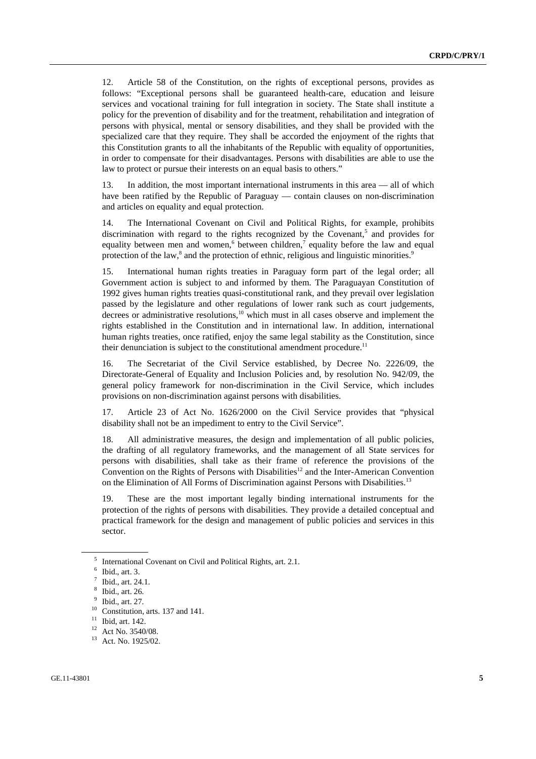12. Article 58 of the Constitution, on the rights of exceptional persons, provides as follows: "Exceptional persons shall be guaranteed health-care, education and leisure services and vocational training for full integration in society. The State shall institute a policy for the prevention of disability and for the treatment, rehabilitation and integration of persons with physical, mental or sensory disabilities, and they shall be provided with the specialized care that they require. They shall be accorded the enjoyment of the rights that this Constitution grants to all the inhabitants of the Republic with equality of opportunities, in order to compensate for their disadvantages. Persons with disabilities are able to use the law to protect or pursue their interests on an equal basis to others."

13. In addition, the most important international instruments in this area — all of which have been ratified by the Republic of Paraguay — contain clauses on non-discrimination and articles on equality and equal protection.

14. The International Covenant on Civil and Political Rights, for example, prohibits discrimination with regard to the rights recognized by the Covenant,[5] and provides for equality between men and women,[6] between children,[7] equality before the law and equal protection of the law,[8] and the protection of ethnic, religious and linguistic minorities.[9]

15. International human rights treaties in Paraguay form part of the legal order; all Government action is subject to and informed by them. The Paraguayan Constitution of 1992 gives human rights treaties quasi-constitutional rank, and they prevail over legislation passed by the legislature and other regulations of lower rank such as court judgements, decrees or administrative resolutions,[10] which must in all cases observe and implement the rights established in the Constitution and in international law. In addition, international human rights treaties, once ratified, enjoy the same legal stability as the Constitution, since their denunciation is subject to the constitutional amendment procedure.[11]

16. The Secretariat of the Civil Service established, by Decree No. 2226/09, the Directorate-General of Equality and Inclusion Policies and, by resolution No. 942/09, the general policy framework for non-discrimination in the Civil Service, which includes provisions on non-discrimination against persons with disabilities.

17. Article 23 of Act No. 1626/2000 on the Civil Service provides that "physical disability shall not be an impediment to entry to the Civil Service".

18. All administrative measures, the design and implementation of all public policies, the drafting of all regulatory frameworks, and the management of all State services for persons with disabilities, shall take as their frame of reference the provisions of the Convention on the Rights of Persons with Disabilities[12] and the Inter-American Convention on the Elimination of All Forms of Discrimination against Persons with Disabilities.[13]

19. These are the most important legally binding international instruments for the protection of the rights of persons with disabilities. They provide a detailed conceptual and practical framework for the design and management of public policies and services in this sector.

---

[5] International Covenant on Civil and Political Rights, art. 2.1.

[6] Ibid., art. 3.

[7] Ibid., art. 24.1.

[8] Ibid., art. 26.

[9] Ibid., art. 27.

[10] Constitution, arts. 137 and 141.

[11] Ibid, art. 142.

[12] Act No. 3540/08.

[13] Act. No. 1925/02.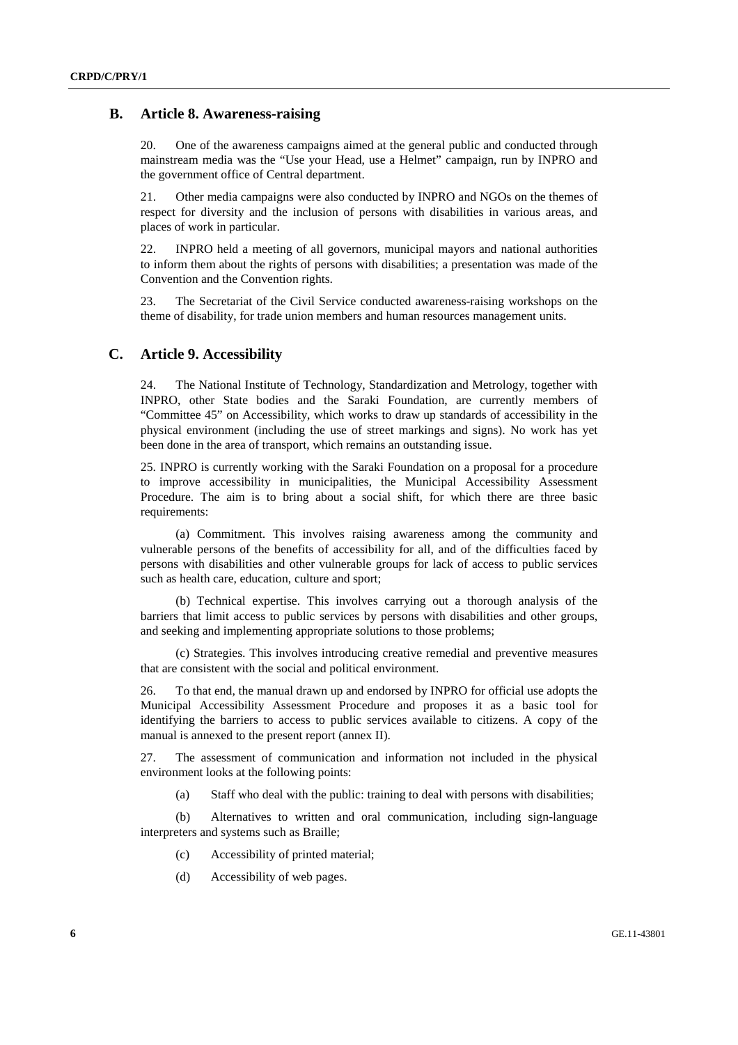## B. Article 8. Awareness-raising

20. One of the awareness campaigns aimed at the general public and conducted through mainstream media was the "Use your Head, use a Helmet" campaign, run by INPRO and the government office of Central department.

21. Other media campaigns were also conducted by INPRO and NGOs on the themes of respect for diversity and the inclusion of persons with disabilities in various areas, and places of work in particular.

22. INPRO held a meeting of all governors, municipal mayors and national authorities to inform them about the rights of persons with disabilities; a presentation was made of the Convention and the Convention rights.

23. The Secretariat of the Civil Service conducted awareness-raising workshops on the theme of disability, for trade union members and human resources management units.

## C. Article 9. Accessibility

24. The National Institute of Technology, Standardization and Metrology, together with INPRO, other State bodies and the Saraki Foundation, are currently members of "Committee 45" on Accessibility, which works to draw up standards of accessibility in the physical environment (including the use of street markings and signs). No work has yet been done in the area of transport, which remains an outstanding issue.

25. INPRO is currently working with the Saraki Foundation on a proposal for a procedure to improve accessibility in municipalities, the Municipal Accessibility Assessment Procedure. The aim is to bring about a social shift, for which there are three basic requirements:

(a) Commitment. This involves raising awareness among the community and vulnerable persons of the benefits of accessibility for all, and of the difficulties faced by persons with disabilities and other vulnerable groups for lack of access to public services such as health care, education, culture and sport;

(b) Technical expertise. This involves carrying out a thorough analysis of the barriers that limit access to public services by persons with disabilities and other groups, and seeking and implementing appropriate solutions to those problems;

(c) Strategies. This involves introducing creative remedial and preventive measures that are consistent with the social and political environment.

26. To that end, the manual drawn up and endorsed by INPRO for official use adopts the Municipal Accessibility Assessment Procedure and proposes it as a basic tool for identifying the barriers to access to public services available to citizens. A copy of the manual is annexed to the present report (annex II).

27. The assessment of communication and information not included in the physical environment looks at the following points:

(a) Staff who deal with the public: training to deal with persons with disabilities;

(b) Alternatives to written and oral communication, including sign-language interpreters and systems such as Braille;

(c) Accessibility of printed material;

(d) Accessibility of web pages.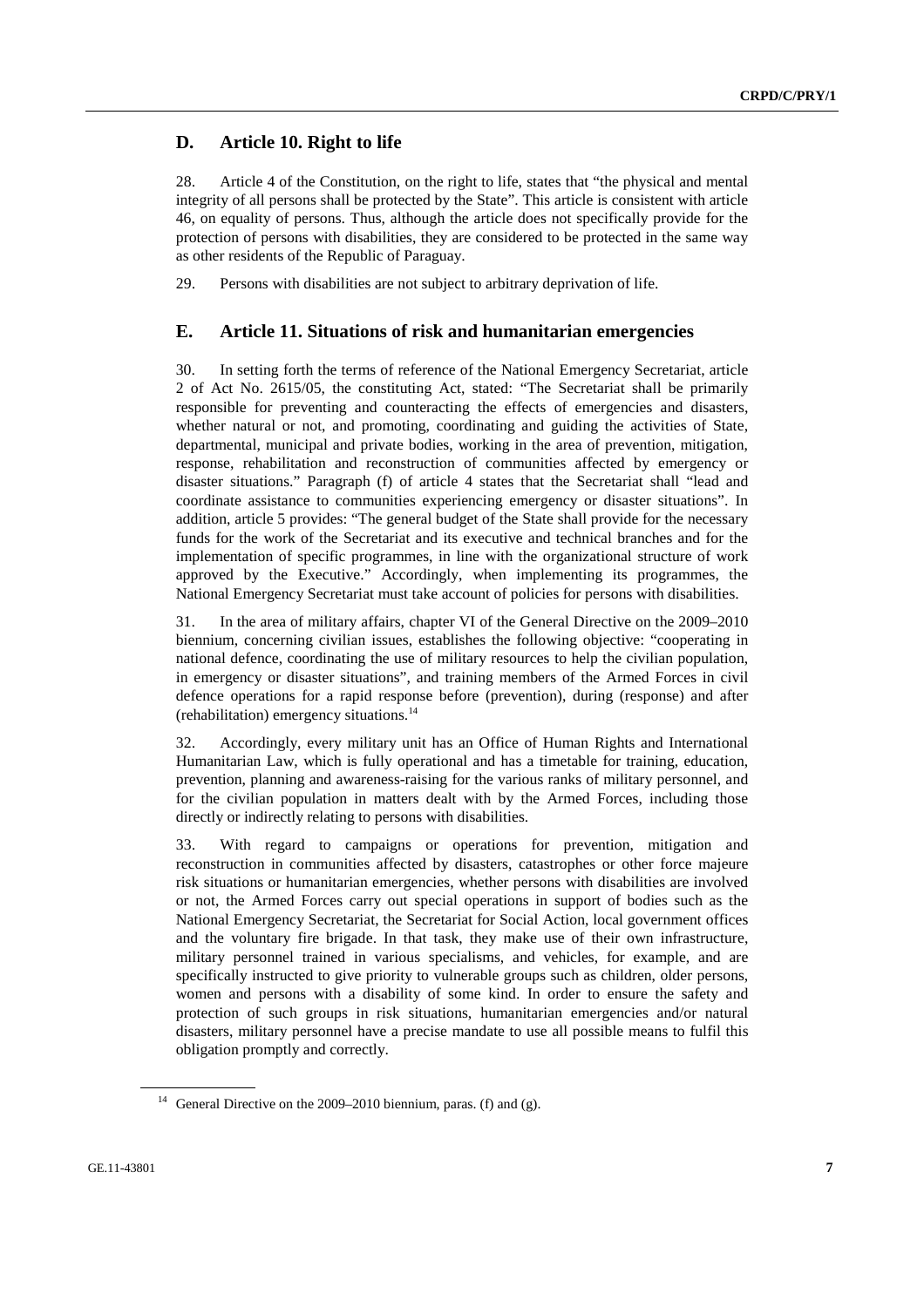## D. Article 10. Right to life

28. Article 4 of the Constitution, on the right to life, states that "the physical and mental integrity of all persons shall be protected by the State". This article is consistent with article 46, on equality of persons. Thus, although the article does not specifically provide for the protection of persons with disabilities, they are considered to be protected in the same way as other residents of the Republic of Paraguay.

29. Persons with disabilities are not subject to arbitrary deprivation of life.

## E. Article 11. Situations of risk and humanitarian emergencies

30. In setting forth the terms of reference of the National Emergency Secretariat, article 2 of Act No. 2615/05, the constituting Act, stated: "The Secretariat shall be primarily responsible for preventing and counteracting the effects of emergencies and disasters, whether natural or not, and promoting, coordinating and guiding the activities of State, departmental, municipal and private bodies, working in the area of prevention, mitigation, response, rehabilitation and reconstruction of communities affected by emergency or disaster situations." Paragraph (f) of article 4 states that the Secretariat shall "lead and coordinate assistance to communities experiencing emergency or disaster situations". In addition, article 5 provides: "The general budget of the State shall provide for the necessary funds for the work of the Secretariat and its executive and technical branches and for the implementation of specific programmes, in line with the organizational structure of work approved by the Executive." Accordingly, when implementing its programmes, the National Emergency Secretariat must take account of policies for persons with disabilities.

31. In the area of military affairs, chapter VI of the General Directive on the 2009–2010 biennium, concerning civilian issues, establishes the following objective: "cooperating in national defence, coordinating the use of military resources to help the civilian population, in emergency or disaster situations", and training members of the Armed Forces in civil defence operations for a rapid response before (prevention), during (response) and after (rehabilitation) emergency situations.[14]

32. Accordingly, every military unit has an Office of Human Rights and International Humanitarian Law, which is fully operational and has a timetable for training, education, prevention, planning and awareness-raising for the various ranks of military personnel, and for the civilian population in matters dealt with by the Armed Forces, including those directly or indirectly relating to persons with disabilities.

33. With regard to campaigns or operations for prevention, mitigation and reconstruction in communities affected by disasters, catastrophes or other force majeure risk situations or humanitarian emergencies, whether persons with disabilities are involved or not, the Armed Forces carry out special operations in support of bodies such as the National Emergency Secretariat, the Secretariat for Social Action, local government offices and the voluntary fire brigade. In that task, they make use of their own infrastructure, military personnel trained in various specialisms, and vehicles, for example, and are specifically instructed to give priority to vulnerable groups such as children, older persons, women and persons with a disability of some kind. In order to ensure the safety and protection of such groups in risk situations, humanitarian emergencies and/or natural disasters, military personnel have a precise mandate to use all possible means to fulfil this obligation promptly and correctly.

[14] General Directive on the 2009–2010 biennium, paras. (f) and (g).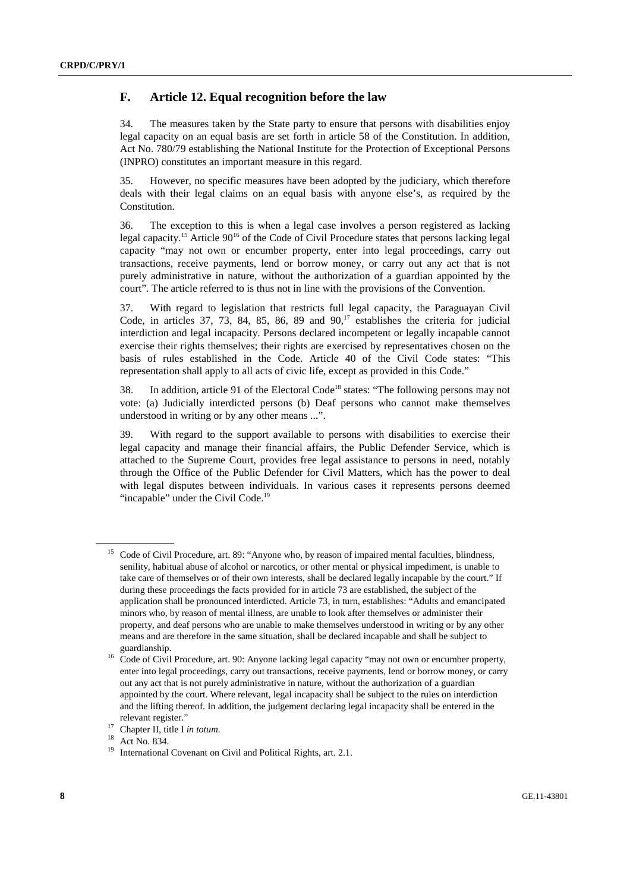## F. Article 12. Equal recognition before the law

34. The measures taken by the State party to ensure that persons with disabilities enjoy legal capacity on an equal basis are set forth in article 58 of the Constitution. In addition, Act No. 780/79 establishing the National Institute for the Protection of Exceptional Persons (INPRO) constitutes an important measure in this regard.

35. However, no specific measures have been adopted by the judiciary, which therefore deals with their legal claims on an equal basis with anyone else's, as required by the Constitution.

36. The exception to this is when a legal case involves a person registered as lacking legal capacity.[15] Article 90[16] of the Code of Civil Procedure states that persons lacking legal capacity "may not own or encumber property, enter into legal proceedings, carry out transactions, receive payments, lend or borrow money, or carry out any act that is not purely administrative in nature, without the authorization of a guardian appointed by the court". The article referred to is thus not in line with the provisions of the Convention.

37. With regard to legislation that restricts full legal capacity, the Paraguayan Civil Code, in articles 37, 73, 84, 85, 86, 89 and 90,[17] establishes the criteria for judicial interdiction and legal incapacity. Persons declared incompetent or legally incapable cannot exercise their rights themselves; their rights are exercised by representatives chosen on the basis of rules established in the Code. Article 40 of the Civil Code states: "This representation shall apply to all acts of civic life, except as provided in this Code."

38. In addition, article 91 of the Electoral Code[18] states: "The following persons may not vote: (a) Judicially interdicted persons (b) Deaf persons who cannot make themselves understood in writing or by any other means ...".

39. With regard to the support available to persons with disabilities to exercise their legal capacity and manage their financial affairs, the Public Defender Service, which is attached to the Supreme Court, provides free legal assistance to persons in need, notably through the Office of the Public Defender for Civil Matters, which has the power to deal with legal disputes between individuals. In various cases it represents persons deemed "incapable" under the Civil Code.[19]

---

[15] Code of Civil Procedure, art. 89: "Anyone who, by reason of impaired mental faculties, blindness, senility, habitual abuse of alcohol or narcotics, or other mental or physical impediment, is unable to take care of themselves or of their own interests, shall be declared legally incapable by the court." If during these proceedings the facts provided for in article 73 are established, the subject of the application shall be pronounced interdicted. Article 73, in turn, establishes: "Adults and emancipated minors who, by reason of mental illness, are unable to look after themselves or administer their property, and deaf persons who are unable to make themselves understood in writing or by any other means and are therefore in the same situation, shall be declared incapable and shall be subject to guardianship.

[16] Code of Civil Procedure, art. 90: Anyone lacking legal capacity "may not own or encumber property, enter into legal proceedings, carry out transactions, receive payments, lend or borrow money, or carry out any act that is not purely administrative in nature, without the authorization of a guardian appointed by the court. Where relevant, legal incapacity shall be subject to the rules on interdiction and the lifting thereof. In addition, the judgement declaring legal incapacity shall be entered in the relevant register."

[17] Chapter II, title I *in totum.*

[18] Act No. 834.

[19] International Covenant on Civil and Political Rights, art. 2.1.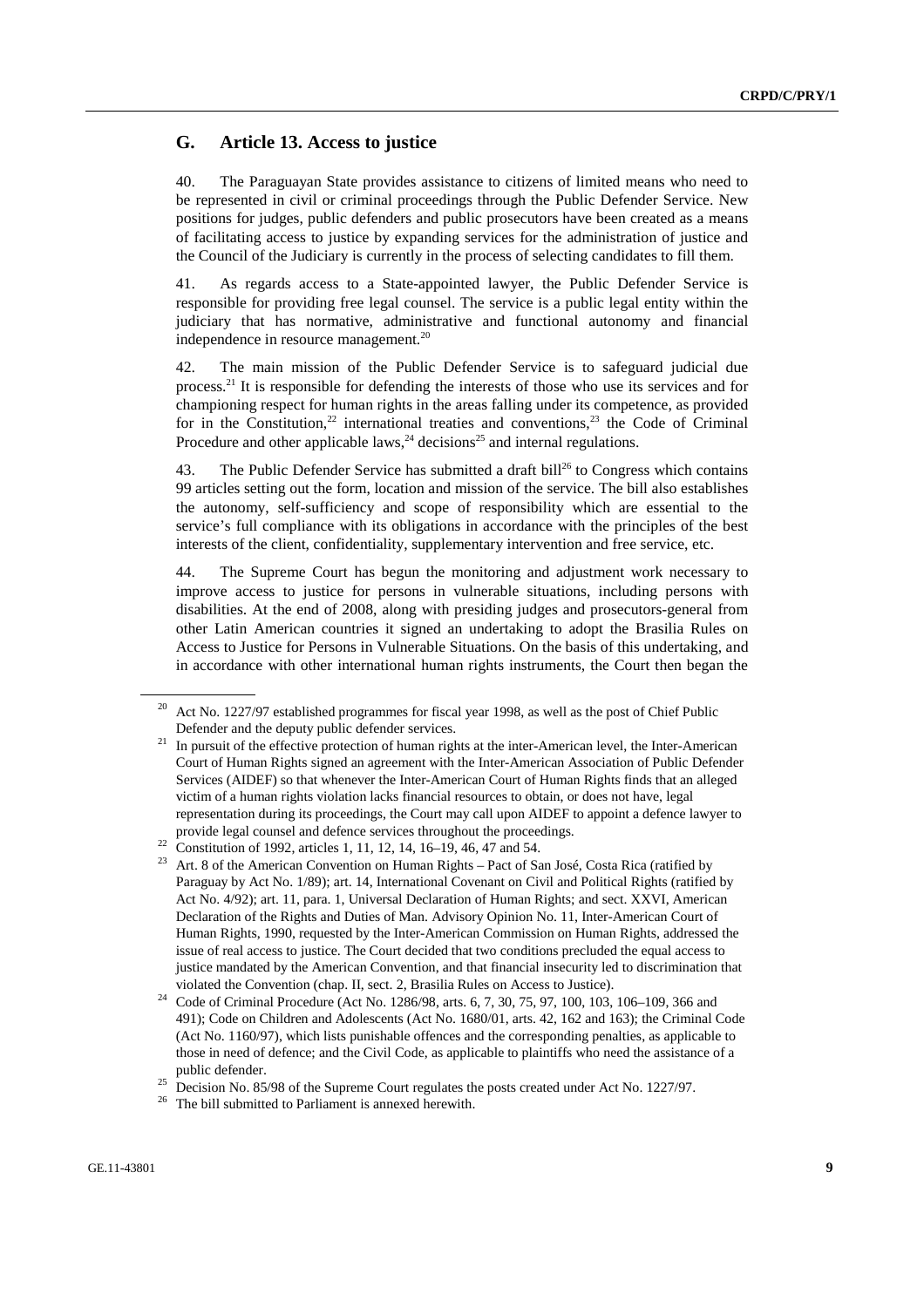## G. Article 13. Access to justice

40. The Paraguayan State provides assistance to citizens of limited means who need to be represented in civil or criminal proceedings through the Public Defender Service. New positions for judges, public defenders and public prosecutors have been created as a means of facilitating access to justice by expanding services for the administration of justice and the Council of the Judiciary is currently in the process of selecting candidates to fill them.

41. As regards access to a State-appointed lawyer, the Public Defender Service is responsible for providing free legal counsel. The service is a public legal entity within the judiciary that has normative, administrative and functional autonomy and financial independence in resource management.[20]

42. The main mission of the Public Defender Service is to safeguard judicial due process.[21] It is responsible for defending the interests of those who use its services and for championing respect for human rights in the areas falling under its competence, as provided for in the Constitution,[22] international treaties and conventions,[23] the Code of Criminal Procedure and other applicable laws,[24] decisions[25] and internal regulations.

43. The Public Defender Service has submitted a draft bill[26] to Congress which contains 99 articles setting out the form, location and mission of the service. The bill also establishes the autonomy, self-sufficiency and scope of responsibility which are essential to the service's full compliance with its obligations in accordance with the principles of the best interests of the client, confidentiality, supplementary intervention and free service, etc.

44. The Supreme Court has begun the monitoring and adjustment work necessary to improve access to justice for persons in vulnerable situations, including persons with disabilities. At the end of 2008, along with presiding judges and prosecutors-general from other Latin American countries it signed an undertaking to adopt the Brasilia Rules on Access to Justice for Persons in Vulnerable Situations. On the basis of this undertaking, and in accordance with other international human rights instruments, the Court then began the

---

[20] Act No. 1227/97 established programmes for fiscal year 1998, as well as the post of Chief Public Defender and the deputy public defender services.

[21] In pursuit of the effective protection of human rights at the inter-American level, the Inter-American Court of Human Rights signed an agreement with the Inter-American Association of Public Defender Services (AIDEF) so that whenever the Inter-American Court of Human Rights finds that an alleged victim of a human rights violation lacks financial resources to obtain, or does not have, legal representation during its proceedings, the Court may call upon AIDEF to appoint a defence lawyer to provide legal counsel and defence services throughout the proceedings.

[22] Constitution of 1992, articles 1, 11, 12, 14, 16–19, 46, 47 and 54.

[23] Art. 8 of the American Convention on Human Rights – Pact of San José, Costa Rica (ratified by Paraguay by Act No. 1/89); art. 14, International Covenant on Civil and Political Rights (ratified by Act No. 4/92); art. 11, para. 1, Universal Declaration of Human Rights; and sect. XXVI, American Declaration of the Rights and Duties of Man. Advisory Opinion No. 11, Inter-American Court of Human Rights, 1990, requested by the Inter-American Commission on Human Rights, addressed the issue of real access to justice. The Court decided that two conditions precluded the equal access to justice mandated by the American Convention, and that financial insecurity led to discrimination that violated the Convention (chap. II, sect. 2, Brasilia Rules on Access to Justice).

[24] Code of Criminal Procedure (Act No. 1286/98, arts. 6, 7, 30, 75, 97, 100, 103, 106–109, 366 and 491); Code on Children and Adolescents (Act No. 1680/01, arts. 42, 162 and 163); the Criminal Code (Act No. 1160/97), which lists punishable offences and the corresponding penalties, as applicable to those in need of defence; and the Civil Code, as applicable to plaintiffs who need the assistance of a public defender.

[25] Decision No. 85/98 of the Supreme Court regulates the posts created under Act No. 1227/97.

[26] The bill submitted to Parliament is annexed herewith.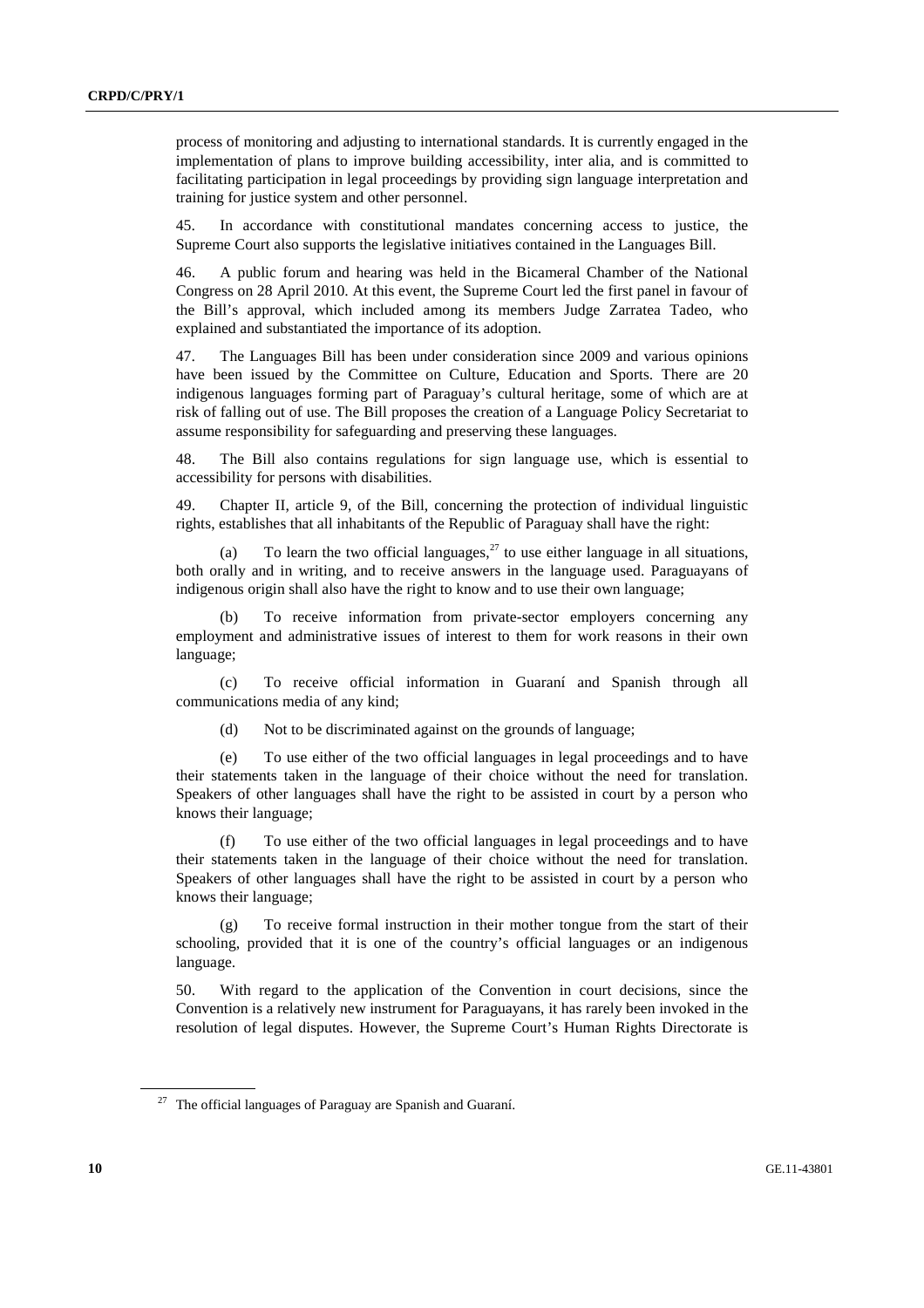process of monitoring and adjusting to international standards. It is currently engaged in the implementation of plans to improve building accessibility, inter alia, and is committed to facilitating participation in legal proceedings by providing sign language interpretation and training for justice system and other personnel.

45. In accordance with constitutional mandates concerning access to justice, the Supreme Court also supports the legislative initiatives contained in the Languages Bill.

46. A public forum and hearing was held in the Bicameral Chamber of the National Congress on 28 April 2010. At this event, the Supreme Court led the first panel in favour of the Bill's approval, which included among its members Judge Zarratea Tadeo, who explained and substantiated the importance of its adoption.

47. The Languages Bill has been under consideration since 2009 and various opinions have been issued by the Committee on Culture, Education and Sports. There are 20 indigenous languages forming part of Paraguay's cultural heritage, some of which are at risk of falling out of use. The Bill proposes the creation of a Language Policy Secretariat to assume responsibility for safeguarding and preserving these languages.

48. The Bill also contains regulations for sign language use, which is essential to accessibility for persons with disabilities.

49. Chapter II, article 9, of the Bill, concerning the protection of individual linguistic rights, establishes that all inhabitants of the Republic of Paraguay shall have the right:

(a) To learn the two official languages,[27] to use either language in all situations, both orally and in writing, and to receive answers in the language used. Paraguayans of indigenous origin shall also have the right to know and to use their own language;

(b) To receive information from private-sector employers concerning any employment and administrative issues of interest to them for work reasons in their own language;

(c) To receive official information in Guaraní and Spanish through all communications media of any kind;

(d) Not to be discriminated against on the grounds of language;

(e) To use either of the two official languages in legal proceedings and to have their statements taken in the language of their choice without the need for translation. Speakers of other languages shall have the right to be assisted in court by a person who knows their language;

(f) To use either of the two official languages in legal proceedings and to have their statements taken in the language of their choice without the need for translation. Speakers of other languages shall have the right to be assisted in court by a person who knows their language;

(g) To receive formal instruction in their mother tongue from the start of their schooling, provided that it is one of the country's official languages or an indigenous language.

50. With regard to the application of the Convention in court decisions, since the Convention is a relatively new instrument for Paraguayans, it has rarely been invoked in the resolution of legal disputes. However, the Supreme Court's Human Rights Directorate is

[27] The official languages of Paraguay are Spanish and Guaraní.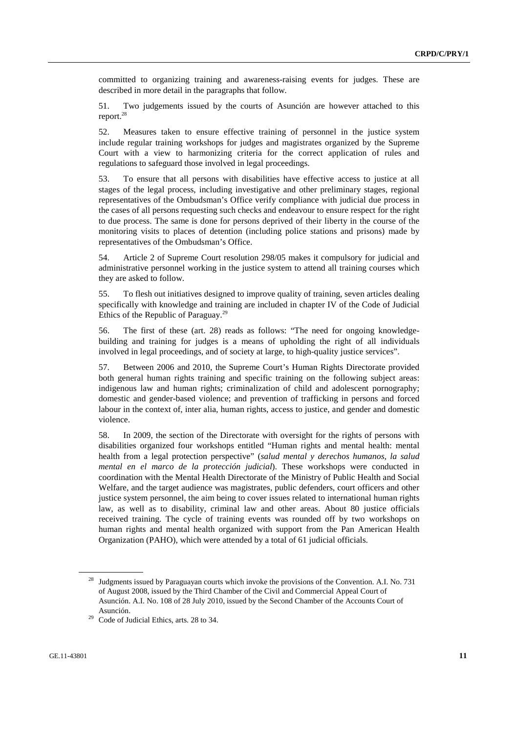committed to organizing training and awareness-raising events for judges. These are described in more detail in the paragraphs that follow.

51. Two judgements issued by the courts of Asunción are however attached to this report.[28]

52. Measures taken to ensure effective training of personnel in the justice system include regular training workshops for judges and magistrates organized by the Supreme Court with a view to harmonizing criteria for the correct application of rules and regulations to safeguard those involved in legal proceedings.

53. To ensure that all persons with disabilities have effective access to justice at all stages of the legal process, including investigative and other preliminary stages, regional representatives of the Ombudsman's Office verify compliance with judicial due process in the cases of all persons requesting such checks and endeavour to ensure respect for the right to due process. The same is done for persons deprived of their liberty in the course of the monitoring visits to places of detention (including police stations and prisons) made by representatives of the Ombudsman's Office.

54. Article 2 of Supreme Court resolution 298/05 makes it compulsory for judicial and administrative personnel working in the justice system to attend all training courses which they are asked to follow.

55. To flesh out initiatives designed to improve quality of training, seven articles dealing specifically with knowledge and training are included in chapter IV of the Code of Judicial Ethics of the Republic of Paraguay.[29]

56. The first of these (art. 28) reads as follows: "The need for ongoing knowledge-building and training for judges is a means of upholding the right of all individuals involved in legal proceedings, and of society at large, to high-quality justice services".

57. Between 2006 and 2010, the Supreme Court's Human Rights Directorate provided both general human rights training and specific training on the following subject areas: indigenous law and human rights; criminalization of child and adolescent pornography; domestic and gender-based violence; and prevention of trafficking in persons and forced labour in the context of, inter alia, human rights, access to justice, and gender and domestic violence.

58. In 2009, the section of the Directorate with oversight for the rights of persons with disabilities organized four workshops entitled "Human rights and mental health: mental health from a legal protection perspective" (*salud mental y derechos humanos, la salud mental en el marco de la protección judicial*). These workshops were conducted in coordination with the Mental Health Directorate of the Ministry of Public Health and Social Welfare, and the target audience was magistrates, public defenders, court officers and other justice system personnel, the aim being to cover issues related to international human rights law, as well as to disability, criminal law and other areas. About 80 justice officials received training. The cycle of training events was rounded off by two workshops on human rights and mental health organized with support from the Pan American Health Organization (PAHO), which were attended by a total of 61 judicial officials.

---

[28] Judgments issued by Paraguayan courts which invoke the provisions of the Convention. A.I. No. 731 of August 2008, issued by the Third Chamber of the Civil and Commercial Appeal Court of Asunción. A.I. No. 108 of 28 July 2010, issued by the Second Chamber of the Accounts Court of Asunción.

[29] Code of Judicial Ethics, arts. 28 to 34.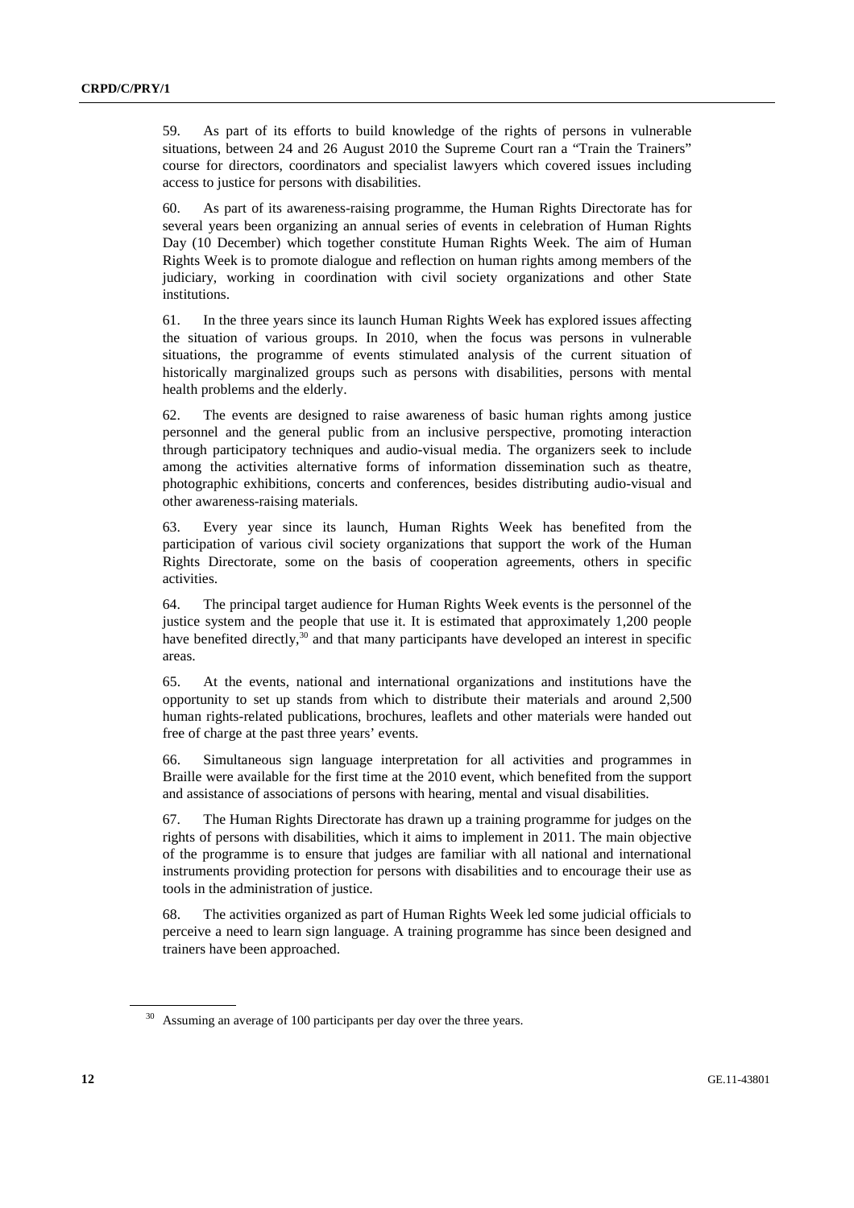59. As part of its efforts to build knowledge of the rights of persons in vulnerable situations, between 24 and 26 August 2010 the Supreme Court ran a "Train the Trainers" course for directors, coordinators and specialist lawyers which covered issues including access to justice for persons with disabilities.

60. As part of its awareness-raising programme, the Human Rights Directorate has for several years been organizing an annual series of events in celebration of Human Rights Day (10 December) which together constitute Human Rights Week. The aim of Human Rights Week is to promote dialogue and reflection on human rights among members of the judiciary, working in coordination with civil society organizations and other State institutions.

61. In the three years since its launch Human Rights Week has explored issues affecting the situation of various groups. In 2010, when the focus was persons in vulnerable situations, the programme of events stimulated analysis of the current situation of historically marginalized groups such as persons with disabilities, persons with mental health problems and the elderly.

62. The events are designed to raise awareness of basic human rights among justice personnel and the general public from an inclusive perspective, promoting interaction through participatory techniques and audio-visual media. The organizers seek to include among the activities alternative forms of information dissemination such as theatre, photographic exhibitions, concerts and conferences, besides distributing audio-visual and other awareness-raising materials.

63. Every year since its launch, Human Rights Week has benefited from the participation of various civil society organizations that support the work of the Human Rights Directorate, some on the basis of cooperation agreements, others in specific activities.

64. The principal target audience for Human Rights Week events is the personnel of the justice system and the people that use it. It is estimated that approximately 1,200 people have benefited directly,[30] and that many participants have developed an interest in specific areas.

65. At the events, national and international organizations and institutions have the opportunity to set up stands from which to distribute their materials and around 2,500 human rights-related publications, brochures, leaflets and other materials were handed out free of charge at the past three years' events.

66. Simultaneous sign language interpretation for all activities and programmes in Braille were available for the first time at the 2010 event, which benefited from the support and assistance of associations of persons with hearing, mental and visual disabilities.

67. The Human Rights Directorate has drawn up a training programme for judges on the rights of persons with disabilities, which it aims to implement in 2011. The main objective of the programme is to ensure that judges are familiar with all national and international instruments providing protection for persons with disabilities and to encourage their use as tools in the administration of justice.

68. The activities organized as part of Human Rights Week led some judicial officials to perceive a need to learn sign language. A training programme has since been designed and trainers have been approached.

[30] Assuming an average of 100 participants per day over the three years.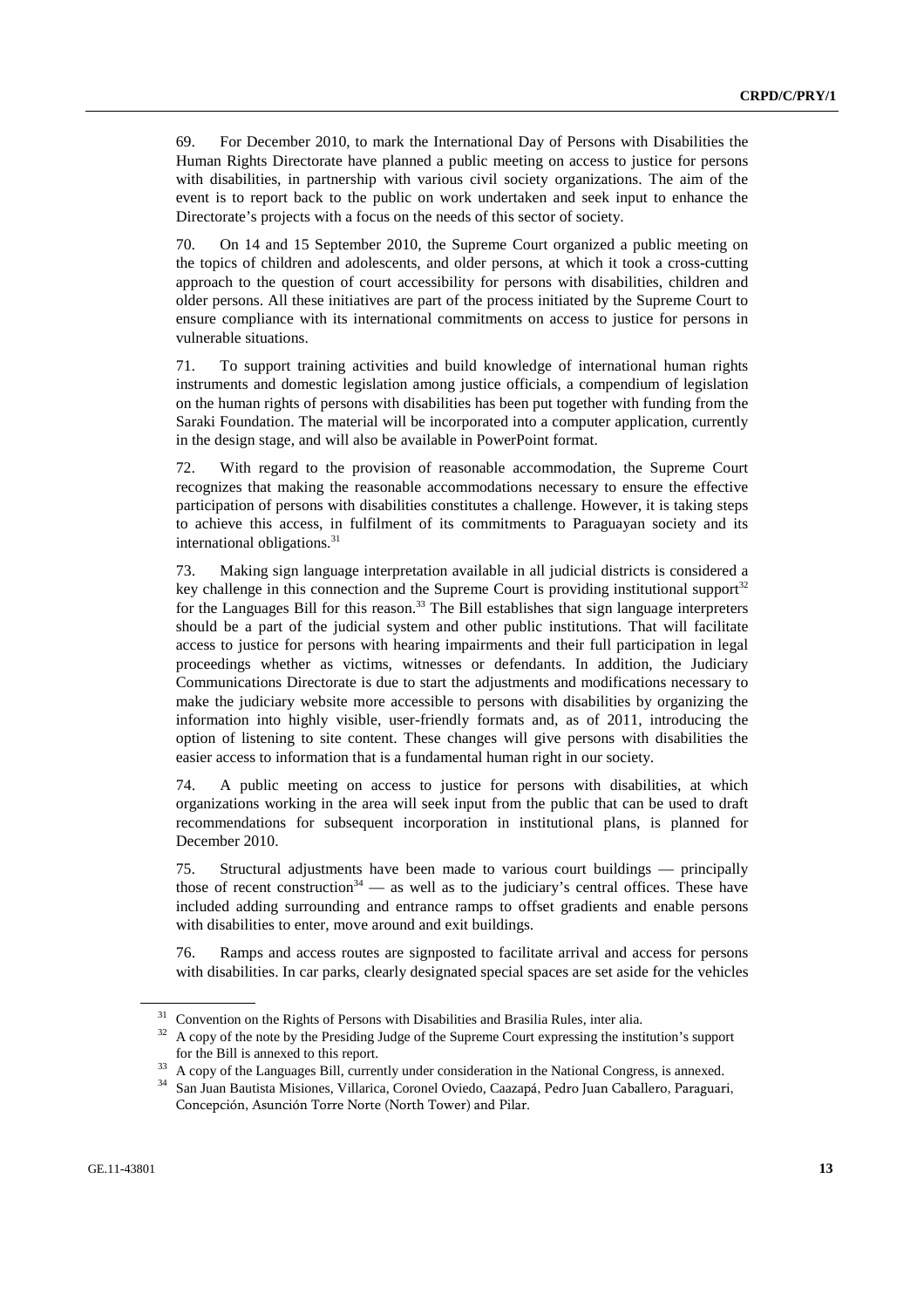69. For December 2010, to mark the International Day of Persons with Disabilities the Human Rights Directorate have planned a public meeting on access to justice for persons with disabilities, in partnership with various civil society organizations. The aim of the event is to report back to the public on work undertaken and seek input to enhance the Directorate's projects with a focus on the needs of this sector of society.

70. On 14 and 15 September 2010, the Supreme Court organized a public meeting on the topics of children and adolescents, and older persons, at which it took a cross-cutting approach to the question of court accessibility for persons with disabilities, children and older persons. All these initiatives are part of the process initiated by the Supreme Court to ensure compliance with its international commitments on access to justice for persons in vulnerable situations.

71. To support training activities and build knowledge of international human rights instruments and domestic legislation among justice officials, a compendium of legislation on the human rights of persons with disabilities has been put together with funding from the Saraki Foundation. The material will be incorporated into a computer application, currently in the design stage, and will also be available in PowerPoint format.

72. With regard to the provision of reasonable accommodation, the Supreme Court recognizes that making the reasonable accommodations necessary to ensure the effective participation of persons with disabilities constitutes a challenge. However, it is taking steps to achieve this access, in fulfilment of its commitments to Paraguayan society and its international obligations.[31]

73. Making sign language interpretation available in all judicial districts is considered a key challenge in this connection and the Supreme Court is providing institutional support[32] for the Languages Bill for this reason.[33] The Bill establishes that sign language interpreters should be a part of the judicial system and other public institutions. That will facilitate access to justice for persons with hearing impairments and their full participation in legal proceedings whether as victims, witnesses or defendants. In addition, the Judiciary Communications Directorate is due to start the adjustments and modifications necessary to make the judiciary website more accessible to persons with disabilities by organizing the information into highly visible, user-friendly formats and, as of 2011, introducing the option of listening to site content. These changes will give persons with disabilities the easier access to information that is a fundamental human right in our society.

74. A public meeting on access to justice for persons with disabilities, at which organizations working in the area will seek input from the public that can be used to draft recommendations for subsequent incorporation in institutional plans, is planned for December 2010.

75. Structural adjustments have been made to various court buildings — principally those of recent construction[34] — as well as to the judiciary's central offices. These have included adding surrounding and entrance ramps to offset gradients and enable persons with disabilities to enter, move around and exit buildings.

76. Ramps and access routes are signposted to facilitate arrival and access for persons with disabilities. In car parks, clearly designated special spaces are set aside for the vehicles

---

[31] Convention on the Rights of Persons with Disabilities and Brasilia Rules, inter alia.

[32] A copy of the note by the Presiding Judge of the Supreme Court expressing the institution's support for the Bill is annexed to this report.

[33] A copy of the Languages Bill, currently under consideration in the National Congress, is annexed.

[34] San Juan Bautista Misiones, Villarica, Coronel Oviedo, Caazapá, Pedro Juan Caballero, Paraguari, Concepción, Asunción Torre Norte (North Tower) and Pilar.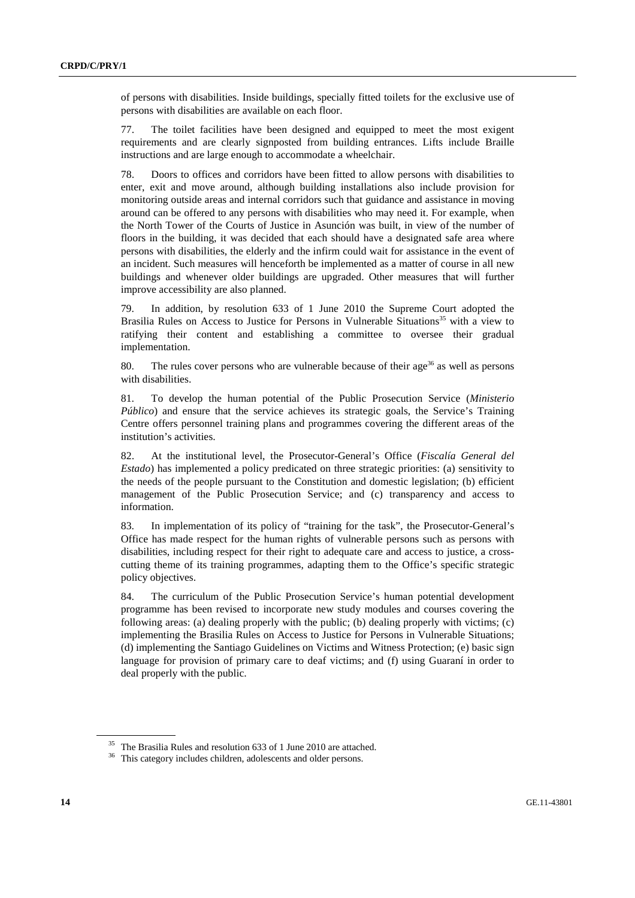of persons with disabilities. Inside buildings, specially fitted toilets for the exclusive use of persons with disabilities are available on each floor.

77. The toilet facilities have been designed and equipped to meet the most exigent requirements and are clearly signposted from building entrances. Lifts include Braille instructions and are large enough to accommodate a wheelchair.

78. Doors to offices and corridors have been fitted to allow persons with disabilities to enter, exit and move around, although building installations also include provision for monitoring outside areas and internal corridors such that guidance and assistance in moving around can be offered to any persons with disabilities who may need it. For example, when the North Tower of the Courts of Justice in Asunción was built, in view of the number of floors in the building, it was decided that each should have a designated safe area where persons with disabilities, the elderly and the infirm could wait for assistance in the event of an incident. Such measures will henceforth be implemented as a matter of course in all new buildings and whenever older buildings are upgraded. Other measures that will further improve accessibility are also planned.

79. In addition, by resolution 633 of 1 June 2010 the Supreme Court adopted the Brasilia Rules on Access to Justice for Persons in Vulnerable Situations[35] with a view to ratifying their content and establishing a committee to oversee their gradual implementation.

80. The rules cover persons who are vulnerable because of their age[36] as well as persons with disabilities.

81. To develop the human potential of the Public Prosecution Service (*Ministerio Público*) and ensure that the service achieves its strategic goals, the Service's Training Centre offers personnel training plans and programmes covering the different areas of the institution's activities.

82. At the institutional level, the Prosecutor-General's Office (*Fiscalía General del Estado*) has implemented a policy predicated on three strategic priorities: (a) sensitivity to the needs of the people pursuant to the Constitution and domestic legislation; (b) efficient management of the Public Prosecution Service; and (c) transparency and access to information.

83. In implementation of its policy of "training for the task", the Prosecutor-General's Office has made respect for the human rights of vulnerable persons such as persons with disabilities, including respect for their right to adequate care and access to justice, a cross-cutting theme of its training programmes, adapting them to the Office's specific strategic policy objectives.

84. The curriculum of the Public Prosecution Service's human potential development programme has been revised to incorporate new study modules and courses covering the following areas: (a) dealing properly with the public; (b) dealing properly with victims; (c) implementing the Brasilia Rules on Access to Justice for Persons in Vulnerable Situations; (d) implementing the Santiago Guidelines on Victims and Witness Protection; (e) basic sign language for provision of primary care to deaf victims; and (f) using Guaraní in order to deal properly with the public.

[35] The Brasilia Rules and resolution 633 of 1 June 2010 are attached.

[36] This category includes children, adolescents and older persons.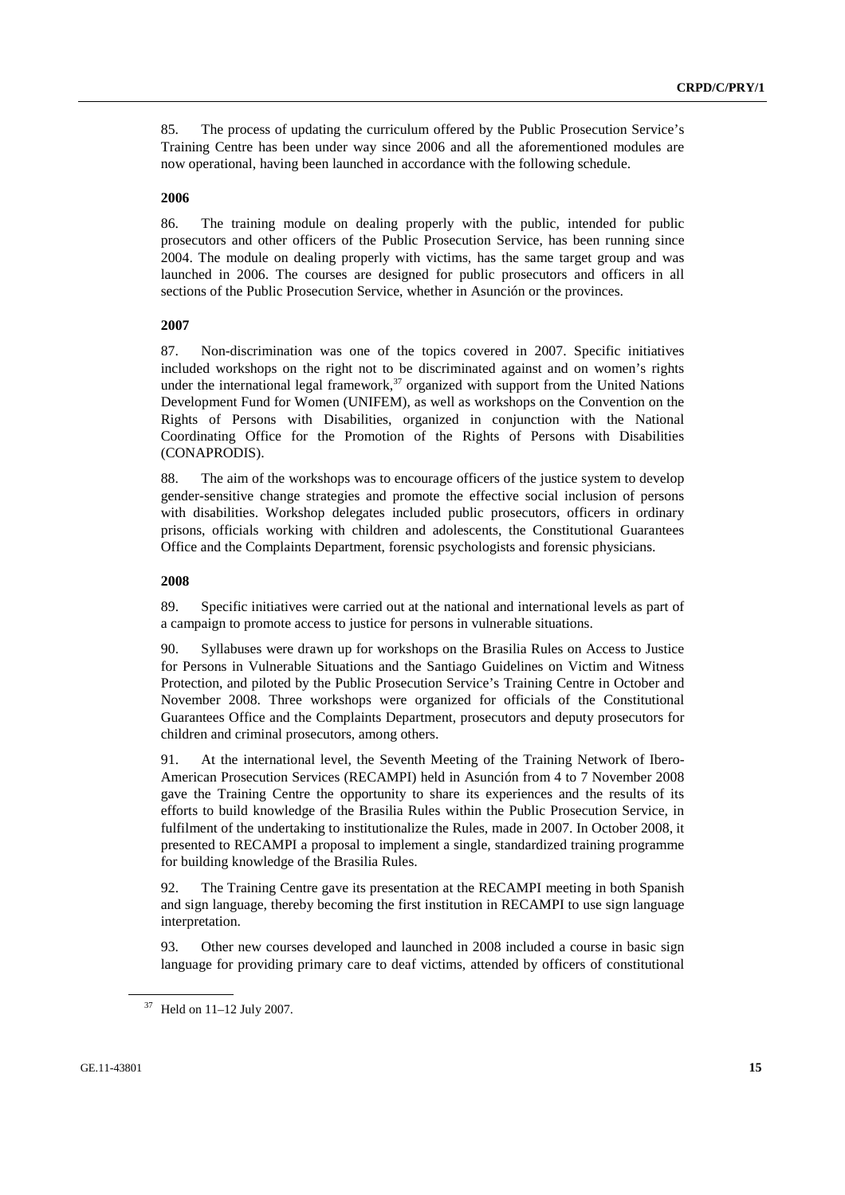85. The process of updating the curriculum offered by the Public Prosecution Service's Training Centre has been under way since 2006 and all the aforementioned modules are now operational, having been launched in accordance with the following schedule.

**2006**

86. The training module on dealing properly with the public, intended for public prosecutors and other officers of the Public Prosecution Service, has been running since 2004. The module on dealing properly with victims, has the same target group and was launched in 2006. The courses are designed for public prosecutors and officers in all sections of the Public Prosecution Service, whether in Asunción or the provinces.

**2007**

87. Non-discrimination was one of the topics covered in 2007. Specific initiatives included workshops on the right not to be discriminated against and on women's rights under the international legal framework,[37] organized with support from the United Nations Development Fund for Women (UNIFEM), as well as workshops on the Convention on the Rights of Persons with Disabilities, organized in conjunction with the National Coordinating Office for the Promotion of the Rights of Persons with Disabilities (CONAPRODIS).

88. The aim of the workshops was to encourage officers of the justice system to develop gender-sensitive change strategies and promote the effective social inclusion of persons with disabilities. Workshop delegates included public prosecutors, officers in ordinary prisons, officials working with children and adolescents, the Constitutional Guarantees Office and the Complaints Department, forensic psychologists and forensic physicians.

**2008**

89. Specific initiatives were carried out at the national and international levels as part of a campaign to promote access to justice for persons in vulnerable situations.

90. Syllabuses were drawn up for workshops on the Brasilia Rules on Access to Justice for Persons in Vulnerable Situations and the Santiago Guidelines on Victim and Witness Protection, and piloted by the Public Prosecution Service's Training Centre in October and November 2008. Three workshops were organized for officials of the Constitutional Guarantees Office and the Complaints Department, prosecutors and deputy prosecutors for children and criminal prosecutors, among others.

91. At the international level, the Seventh Meeting of the Training Network of Ibero-American Prosecution Services (RECAMPI) held in Asunción from 4 to 7 November 2008 gave the Training Centre the opportunity to share its experiences and the results of its efforts to build knowledge of the Brasilia Rules within the Public Prosecution Service, in fulfilment of the undertaking to institutionalize the Rules, made in 2007. In October 2008, it presented to RECAMPI a proposal to implement a single, standardized training programme for building knowledge of the Brasilia Rules.

92. The Training Centre gave its presentation at the RECAMPI meeting in both Spanish and sign language, thereby becoming the first institution in RECAMPI to use sign language interpretation.

93. Other new courses developed and launched in 2008 included a course in basic sign language for providing primary care to deaf victims, attended by officers of constitutional

[37] Held on 11–12 July 2007.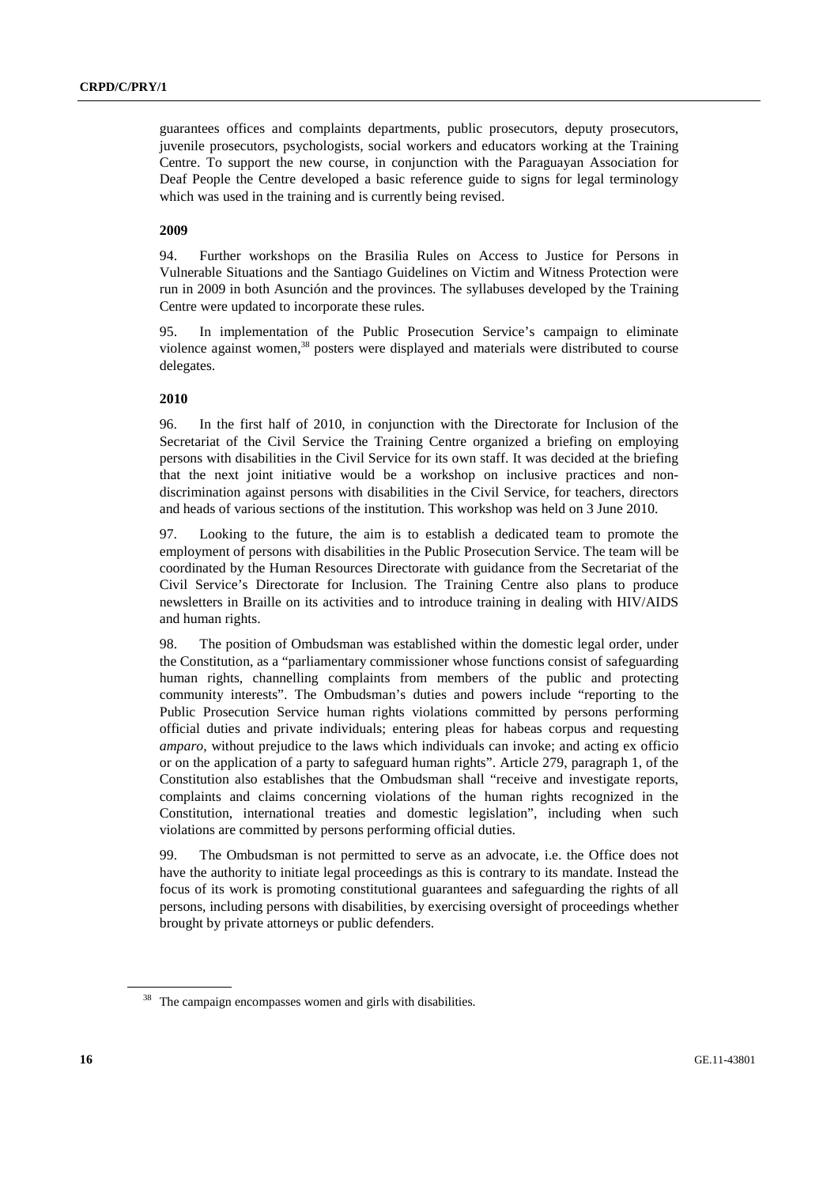guarantees offices and complaints departments, public prosecutors, deputy prosecutors, juvenile prosecutors, psychologists, social workers and educators working at the Training Centre. To support the new course, in conjunction with the Paraguayan Association for Deaf People the Centre developed a basic reference guide to signs for legal terminology which was used in the training and is currently being revised.

**2009**

94. Further workshops on the Brasilia Rules on Access to Justice for Persons in Vulnerable Situations and the Santiago Guidelines on Victim and Witness Protection were run in 2009 in both Asunción and the provinces. The syllabuses developed by the Training Centre were updated to incorporate these rules.

95. In implementation of the Public Prosecution Service's campaign to eliminate violence against women,[38] posters were displayed and materials were distributed to course delegates.

**2010**

96. In the first half of 2010, in conjunction with the Directorate for Inclusion of the Secretariat of the Civil Service the Training Centre organized a briefing on employing persons with disabilities in the Civil Service for its own staff. It was decided at the briefing that the next joint initiative would be a workshop on inclusive practices and non-discrimination against persons with disabilities in the Civil Service, for teachers, directors and heads of various sections of the institution. This workshop was held on 3 June 2010.

97. Looking to the future, the aim is to establish a dedicated team to promote the employment of persons with disabilities in the Public Prosecution Service. The team will be coordinated by the Human Resources Directorate with guidance from the Secretariat of the Civil Service's Directorate for Inclusion. The Training Centre also plans to produce newsletters in Braille on its activities and to introduce training in dealing with HIV/AIDS and human rights.

98. The position of Ombudsman was established within the domestic legal order, under the Constitution, as a "parliamentary commissioner whose functions consist of safeguarding human rights, channelling complaints from members of the public and protecting community interests". The Ombudsman's duties and powers include "reporting to the Public Prosecution Service human rights violations committed by persons performing official duties and private individuals; entering pleas for habeas corpus and requesting *amparo*, without prejudice to the laws which individuals can invoke; and acting ex officio or on the application of a party to safeguard human rights". Article 279, paragraph 1, of the Constitution also establishes that the Ombudsman shall "receive and investigate reports, complaints and claims concerning violations of the human rights recognized in the Constitution, international treaties and domestic legislation", including when such violations are committed by persons performing official duties.

99. The Ombudsman is not permitted to serve as an advocate, i.e. the Office does not have the authority to initiate legal proceedings as this is contrary to its mandate. Instead the focus of its work is promoting constitutional guarantees and safeguarding the rights of all persons, including persons with disabilities, by exercising oversight of proceedings whether brought by private attorneys or public defenders.

[38] The campaign encompasses women and girls with disabilities.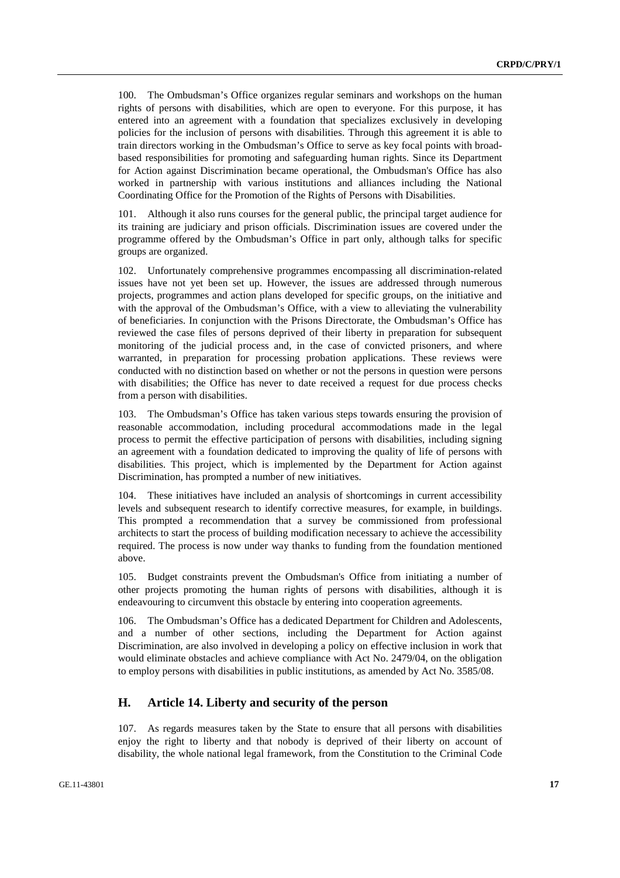100. The Ombudsman's Office organizes regular seminars and workshops on the human rights of persons with disabilities, which are open to everyone. For this purpose, it has entered into an agreement with a foundation that specializes exclusively in developing policies for the inclusion of persons with disabilities. Through this agreement it is able to train directors working in the Ombudsman's Office to serve as key focal points with broad-based responsibilities for promoting and safeguarding human rights. Since its Department for Action against Discrimination became operational, the Ombudsman's Office has also worked in partnership with various institutions and alliances including the National Coordinating Office for the Promotion of the Rights of Persons with Disabilities.

101. Although it also runs courses for the general public, the principal target audience for its training are judiciary and prison officials. Discrimination issues are covered under the programme offered by the Ombudsman's Office in part only, although talks for specific groups are organized.

102. Unfortunately comprehensive programmes encompassing all discrimination-related issues have not yet been set up. However, the issues are addressed through numerous projects, programmes and action plans developed for specific groups, on the initiative and with the approval of the Ombudsman's Office, with a view to alleviating the vulnerability of beneficiaries. In conjunction with the Prisons Directorate, the Ombudsman's Office has reviewed the case files of persons deprived of their liberty in preparation for subsequent monitoring of the judicial process and, in the case of convicted prisoners, and where warranted, in preparation for processing probation applications. These reviews were conducted with no distinction based on whether or not the persons in question were persons with disabilities; the Office has never to date received a request for due process checks from a person with disabilities.

103. The Ombudsman's Office has taken various steps towards ensuring the provision of reasonable accommodation, including procedural accommodations made in the legal process to permit the effective participation of persons with disabilities, including signing an agreement with a foundation dedicated to improving the quality of life of persons with disabilities. This project, which is implemented by the Department for Action against Discrimination, has prompted a number of new initiatives.

104. These initiatives have included an analysis of shortcomings in current accessibility levels and subsequent research to identify corrective measures, for example, in buildings. This prompted a recommendation that a survey be commissioned from professional architects to start the process of building modification necessary to achieve the accessibility required. The process is now under way thanks to funding from the foundation mentioned above.

105. Budget constraints prevent the Ombudsman's Office from initiating a number of other projects promoting the human rights of persons with disabilities, although it is endeavouring to circumvent this obstacle by entering into cooperation agreements.

106. The Ombudsman's Office has a dedicated Department for Children and Adolescents, and a number of other sections, including the Department for Action against Discrimination, are also involved in developing a policy on effective inclusion in work that would eliminate obstacles and achieve compliance with Act No. 2479/04, on the obligation to employ persons with disabilities in public institutions, as amended by Act No. 3585/08.

## H. Article 14. Liberty and security of the person

107. As regards measures taken by the State to ensure that all persons with disabilities enjoy the right to liberty and that nobody is deprived of their liberty on account of disability, the whole national legal framework, from the Constitution to the Criminal Code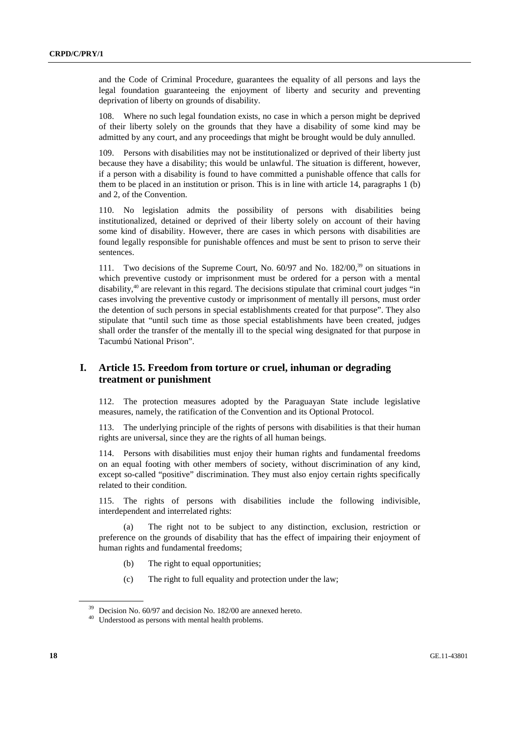and the Code of Criminal Procedure, guarantees the equality of all persons and lays the legal foundation guaranteeing the enjoyment of liberty and security and preventing deprivation of liberty on grounds of disability.

108. Where no such legal foundation exists, no case in which a person might be deprived of their liberty solely on the grounds that they have a disability of some kind may be admitted by any court, and any proceedings that might be brought would be duly annulled.

109. Persons with disabilities may not be institutionalized or deprived of their liberty just because they have a disability; this would be unlawful. The situation is different, however, if a person with a disability is found to have committed a punishable offence that calls for them to be placed in an institution or prison. This is in line with article 14, paragraphs 1 (b) and 2, of the Convention.

110. No legislation admits the possibility of persons with disabilities being institutionalized, detained or deprived of their liberty solely on account of their having some kind of disability. However, there are cases in which persons with disabilities are found legally responsible for punishable offences and must be sent to prison to serve their sentences.

111. Two decisions of the Supreme Court, No. 60/97 and No. 182/00,[39] on situations in which preventive custody or imprisonment must be ordered for a person with a mental disability,[40] are relevant in this regard. The decisions stipulate that criminal court judges "in cases involving the preventive custody or imprisonment of mentally ill persons, must order the detention of such persons in special establishments created for that purpose". They also stipulate that "until such time as those special establishments have been created, judges shall order the transfer of the mentally ill to the special wing designated for that purpose in Tacumbú National Prison".

## I. Article 15. Freedom from torture or cruel, inhuman or degrading treatment or punishment

112. The protection measures adopted by the Paraguayan State include legislative measures, namely, the ratification of the Convention and its Optional Protocol.

113. The underlying principle of the rights of persons with disabilities is that their human rights are universal, since they are the rights of all human beings.

114. Persons with disabilities must enjoy their human rights and fundamental freedoms on an equal footing with other members of society, without discrimination of any kind, except so-called "positive" discrimination. They must also enjoy certain rights specifically related to their condition.

115. The rights of persons with disabilities include the following indivisible, interdependent and interrelated rights:

(a) The right not to be subject to any distinction, exclusion, restriction or preference on the grounds of disability that has the effect of impairing their enjoyment of human rights and fundamental freedoms;

(b) The right to equal opportunities;

(c) The right to full equality and protection under the law;

---

[39] Decision No. 60/97 and decision No. 182/00 are annexed hereto.

[40] Understood as persons with mental health problems.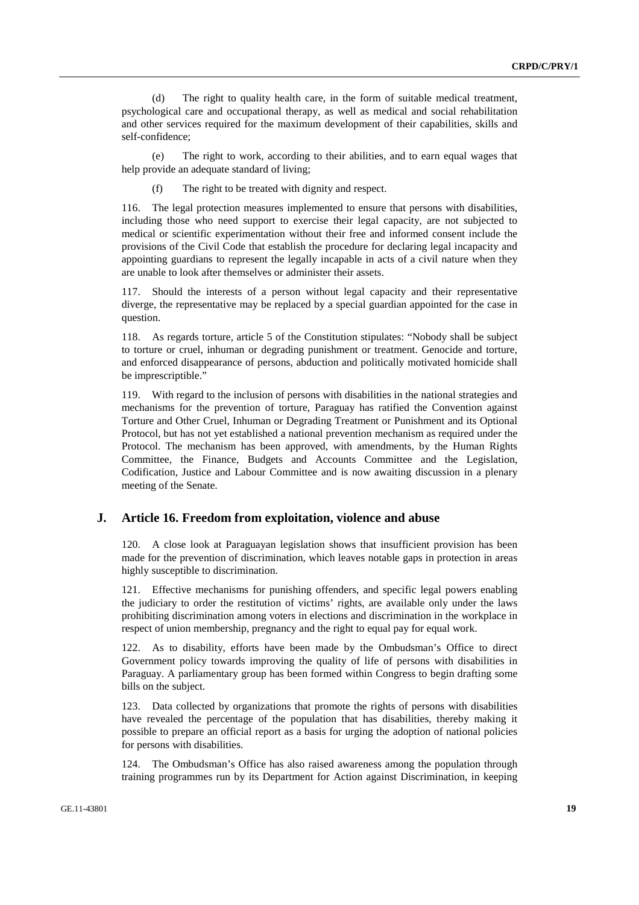(d) The right to quality health care, in the form of suitable medical treatment, psychological care and occupational therapy, as well as medical and social rehabilitation and other services required for the maximum development of their capabilities, skills and self-confidence;

(e) The right to work, according to their abilities, and to earn equal wages that help provide an adequate standard of living;

(f) The right to be treated with dignity and respect.

116. The legal protection measures implemented to ensure that persons with disabilities, including those who need support to exercise their legal capacity, are not subjected to medical or scientific experimentation without their free and informed consent include the provisions of the Civil Code that establish the procedure for declaring legal incapacity and appointing guardians to represent the legally incapable in acts of a civil nature when they are unable to look after themselves or administer their assets.

117. Should the interests of a person without legal capacity and their representative diverge, the representative may be replaced by a special guardian appointed for the case in question.

118. As regards torture, article 5 of the Constitution stipulates: "Nobody shall be subject to torture or cruel, inhuman or degrading punishment or treatment. Genocide and torture, and enforced disappearance of persons, abduction and politically motivated homicide shall be imprescriptible."

119. With regard to the inclusion of persons with disabilities in the national strategies and mechanisms for the prevention of torture, Paraguay has ratified the Convention against Torture and Other Cruel, Inhuman or Degrading Treatment or Punishment and its Optional Protocol, but has not yet established a national prevention mechanism as required under the Protocol. The mechanism has been approved, with amendments, by the Human Rights Committee, the Finance, Budgets and Accounts Committee and the Legislation, Codification, Justice and Labour Committee and is now awaiting discussion in a plenary meeting of the Senate.

## J. Article 16. Freedom from exploitation, violence and abuse

120. A close look at Paraguayan legislation shows that insufficient provision has been made for the prevention of discrimination, which leaves notable gaps in protection in areas highly susceptible to discrimination.

121. Effective mechanisms for punishing offenders, and specific legal powers enabling the judiciary to order the restitution of victims' rights, are available only under the laws prohibiting discrimination among voters in elections and discrimination in the workplace in respect of union membership, pregnancy and the right to equal pay for equal work.

122. As to disability, efforts have been made by the Ombudsman's Office to direct Government policy towards improving the quality of life of persons with disabilities in Paraguay. A parliamentary group has been formed within Congress to begin drafting some bills on the subject.

123. Data collected by organizations that promote the rights of persons with disabilities have revealed the percentage of the population that has disabilities, thereby making it possible to prepare an official report as a basis for urging the adoption of national policies for persons with disabilities.

124. The Ombudsman's Office has also raised awareness among the population through training programmes run by its Department for Action against Discrimination, in keeping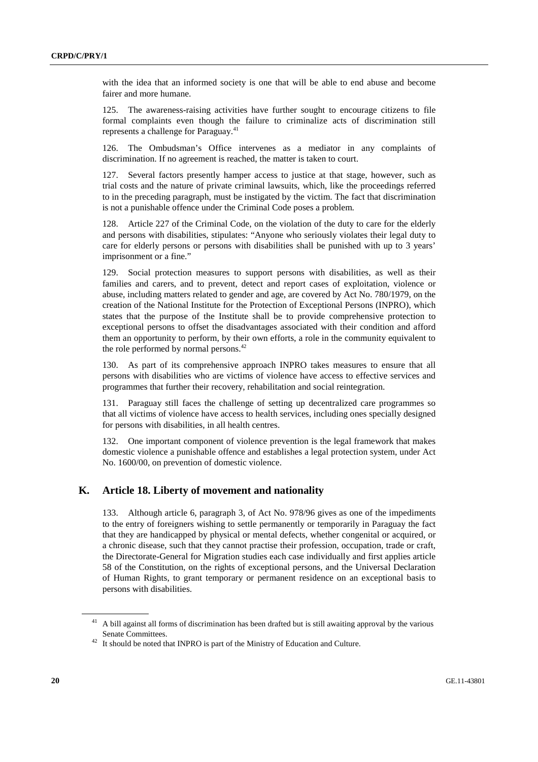with the idea that an informed society is one that will be able to end abuse and become fairer and more humane.

125. The awareness-raising activities have further sought to encourage citizens to file formal complaints even though the failure to criminalize acts of discrimination still represents a challenge for Paraguay.[41]

126. The Ombudsman's Office intervenes as a mediator in any complaints of discrimination. If no agreement is reached, the matter is taken to court.

127. Several factors presently hamper access to justice at that stage, however, such as trial costs and the nature of private criminal lawsuits, which, like the proceedings referred to in the preceding paragraph, must be instigated by the victim. The fact that discrimination is not a punishable offence under the Criminal Code poses a problem.

128. Article 227 of the Criminal Code, on the violation of the duty to care for the elderly and persons with disabilities, stipulates: "Anyone who seriously violates their legal duty to care for elderly persons or persons with disabilities shall be punished with up to 3 years' imprisonment or a fine."

129. Social protection measures to support persons with disabilities, as well as their families and carers, and to prevent, detect and report cases of exploitation, violence or abuse, including matters related to gender and age, are covered by Act No. 780/1979, on the creation of the National Institute for the Protection of Exceptional Persons (INPRO), which states that the purpose of the Institute shall be to provide comprehensive protection to exceptional persons to offset the disadvantages associated with their condition and afford them an opportunity to perform, by their own efforts, a role in the community equivalent to the role performed by normal persons.[42]

130. As part of its comprehensive approach INPRO takes measures to ensure that all persons with disabilities who are victims of violence have access to effective services and programmes that further their recovery, rehabilitation and social reintegration.

131. Paraguay still faces the challenge of setting up decentralized care programmes so that all victims of violence have access to health services, including ones specially designed for persons with disabilities, in all health centres.

132. One important component of violence prevention is the legal framework that makes domestic violence a punishable offence and establishes a legal protection system, under Act No. 1600/00, on prevention of domestic violence.

## K. Article 18. Liberty of movement and nationality

133. Although article 6, paragraph 3, of Act No. 978/96 gives as one of the impediments to the entry of foreigners wishing to settle permanently or temporarily in Paraguay the fact that they are handicapped by physical or mental defects, whether congenital or acquired, or a chronic disease, such that they cannot practise their profession, occupation, trade or craft, the Directorate-General for Migration studies each case individually and first applies article 58 of the Constitution, on the rights of exceptional persons, and the Universal Declaration of Human Rights, to grant temporary or permanent residence on an exceptional basis to persons with disabilities.

---

[41] A bill against all forms of discrimination has been drafted but is still awaiting approval by the various Senate Committees.

[42] It should be noted that INPRO is part of the Ministry of Education and Culture.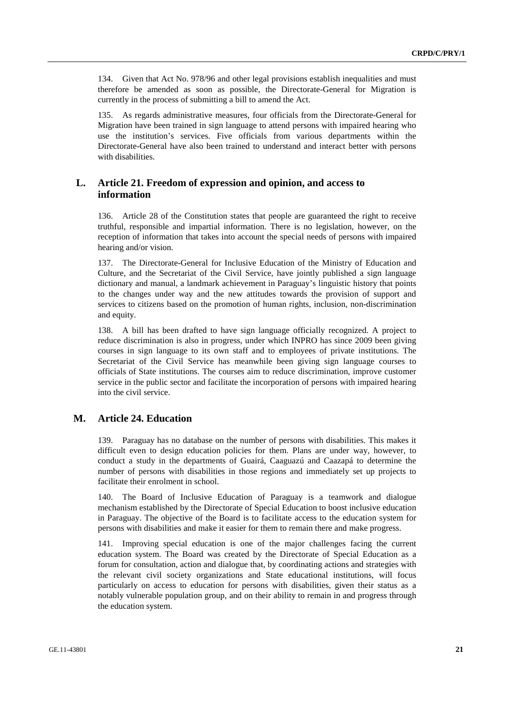134. Given that Act No. 978/96 and other legal provisions establish inequalities and must therefore be amended as soon as possible, the Directorate-General for Migration is currently in the process of submitting a bill to amend the Act.

135. As regards administrative measures, four officials from the Directorate-General for Migration have been trained in sign language to attend persons with impaired hearing who use the institution's services. Five officials from various departments within the Directorate-General have also been trained to understand and interact better with persons with disabilities.

## L. Article 21. Freedom of expression and opinion, and access to information

136. Article 28 of the Constitution states that people are guaranteed the right to receive truthful, responsible and impartial information. There is no legislation, however, on the reception of information that takes into account the special needs of persons with impaired hearing and/or vision.

137. The Directorate-General for Inclusive Education of the Ministry of Education and Culture, and the Secretariat of the Civil Service, have jointly published a sign language dictionary and manual, a landmark achievement in Paraguay's linguistic history that points to the changes under way and the new attitudes towards the provision of support and services to citizens based on the promotion of human rights, inclusion, non-discrimination and equity.

138. A bill has been drafted to have sign language officially recognized. A project to reduce discrimination is also in progress, under which INPRO has since 2009 been giving courses in sign language to its own staff and to employees of private institutions. The Secretariat of the Civil Service has meanwhile been giving sign language courses to officials of State institutions. The courses aim to reduce discrimination, improve customer service in the public sector and facilitate the incorporation of persons with impaired hearing into the civil service.

## M. Article 24. Education

139. Paraguay has no database on the number of persons with disabilities. This makes it difficult even to design education policies for them. Plans are under way, however, to conduct a study in the departments of Guairá, Caaguazú and Caazapá to determine the number of persons with disabilities in those regions and immediately set up projects to facilitate their enrolment in school.

140. The Board of Inclusive Education of Paraguay is a teamwork and dialogue mechanism established by the Directorate of Special Education to boost inclusive education in Paraguay. The objective of the Board is to facilitate access to the education system for persons with disabilities and make it easier for them to remain there and make progress.

141. Improving special education is one of the major challenges facing the current education system. The Board was created by the Directorate of Special Education as a forum for consultation, action and dialogue that, by coordinating actions and strategies with the relevant civil society organizations and State educational institutions, will focus particularly on access to education for persons with disabilities, given their status as a notably vulnerable population group, and on their ability to remain in and progress through the education system.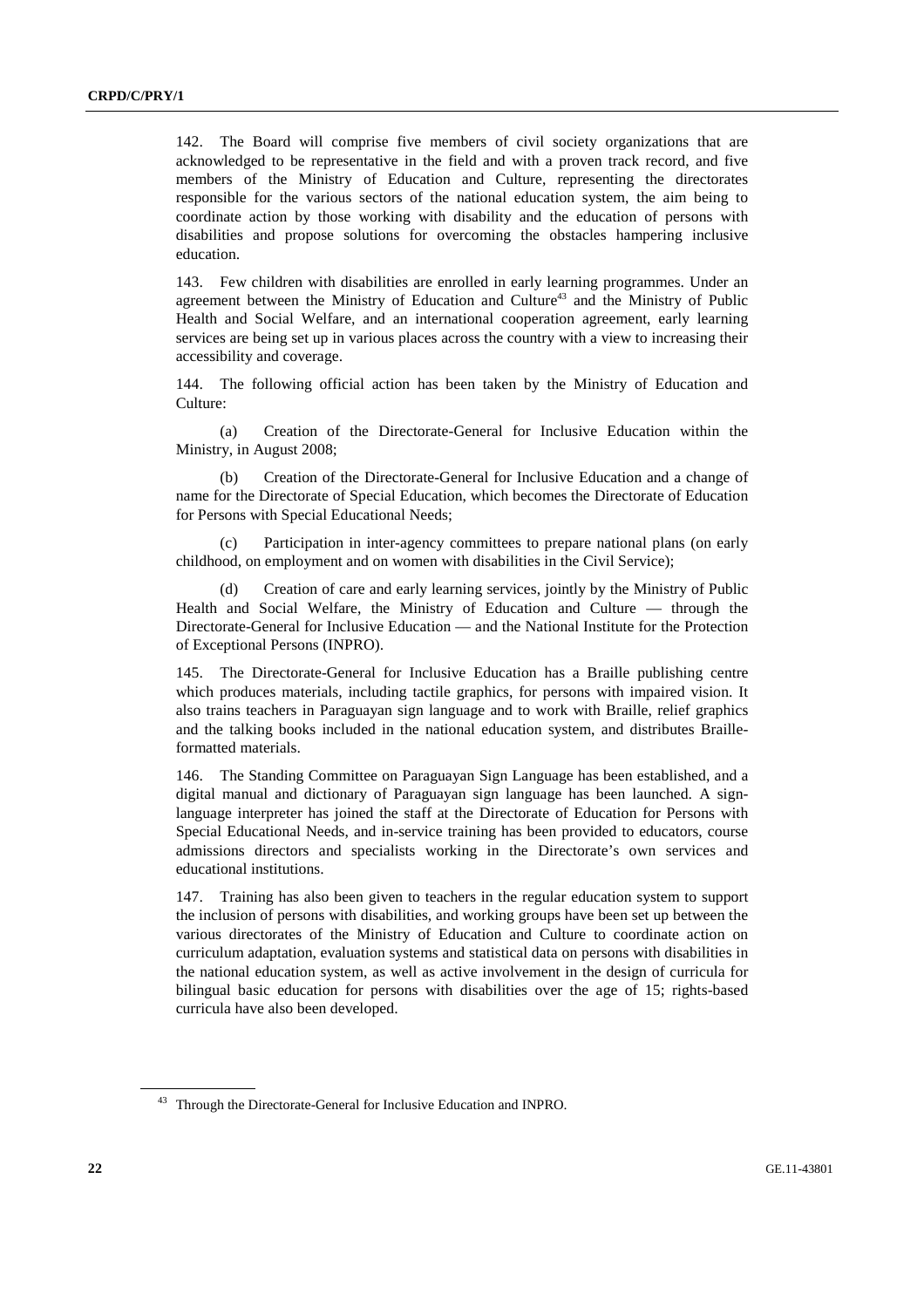142. The Board will comprise five members of civil society organizations that are acknowledged to be representative in the field and with a proven track record, and five members of the Ministry of Education and Culture, representing the directorates responsible for the various sectors of the national education system, the aim being to coordinate action by those working with disability and the education of persons with disabilities and propose solutions for overcoming the obstacles hampering inclusive education.

143. Few children with disabilities are enrolled in early learning programmes. Under an agreement between the Ministry of Education and Culture[43] and the Ministry of Public Health and Social Welfare, and an international cooperation agreement, early learning services are being set up in various places across the country with a view to increasing their accessibility and coverage.

144. The following official action has been taken by the Ministry of Education and Culture:

(a) Creation of the Directorate-General for Inclusive Education within the Ministry, in August 2008;

(b) Creation of the Directorate-General for Inclusive Education and a change of name for the Directorate of Special Education, which becomes the Directorate of Education for Persons with Special Educational Needs;

(c) Participation in inter-agency committees to prepare national plans (on early childhood, on employment and on women with disabilities in the Civil Service);

(d) Creation of care and early learning services, jointly by the Ministry of Public Health and Social Welfare, the Ministry of Education and Culture — through the Directorate-General for Inclusive Education — and the National Institute for the Protection of Exceptional Persons (INPRO).

145. The Directorate-General for Inclusive Education has a Braille publishing centre which produces materials, including tactile graphics, for persons with impaired vision. It also trains teachers in Paraguayan sign language and to work with Braille, relief graphics and the talking books included in the national education system, and distributes Braille-formatted materials.

146. The Standing Committee on Paraguayan Sign Language has been established, and a digital manual and dictionary of Paraguayan sign language has been launched. A sign-language interpreter has joined the staff at the Directorate of Education for Persons with Special Educational Needs, and in-service training has been provided to educators, course admissions directors and specialists working in the Directorate's own services and educational institutions.

147. Training has also been given to teachers in the regular education system to support the inclusion of persons with disabilities, and working groups have been set up between the various directorates of the Ministry of Education and Culture to coordinate action on curriculum adaptation, evaluation systems and statistical data on persons with disabilities in the national education system, as well as active involvement in the design of curricula for bilingual basic education for persons with disabilities over the age of 15; rights-based curricula have also been developed.

[43] Through the Directorate-General for Inclusive Education and INPRO.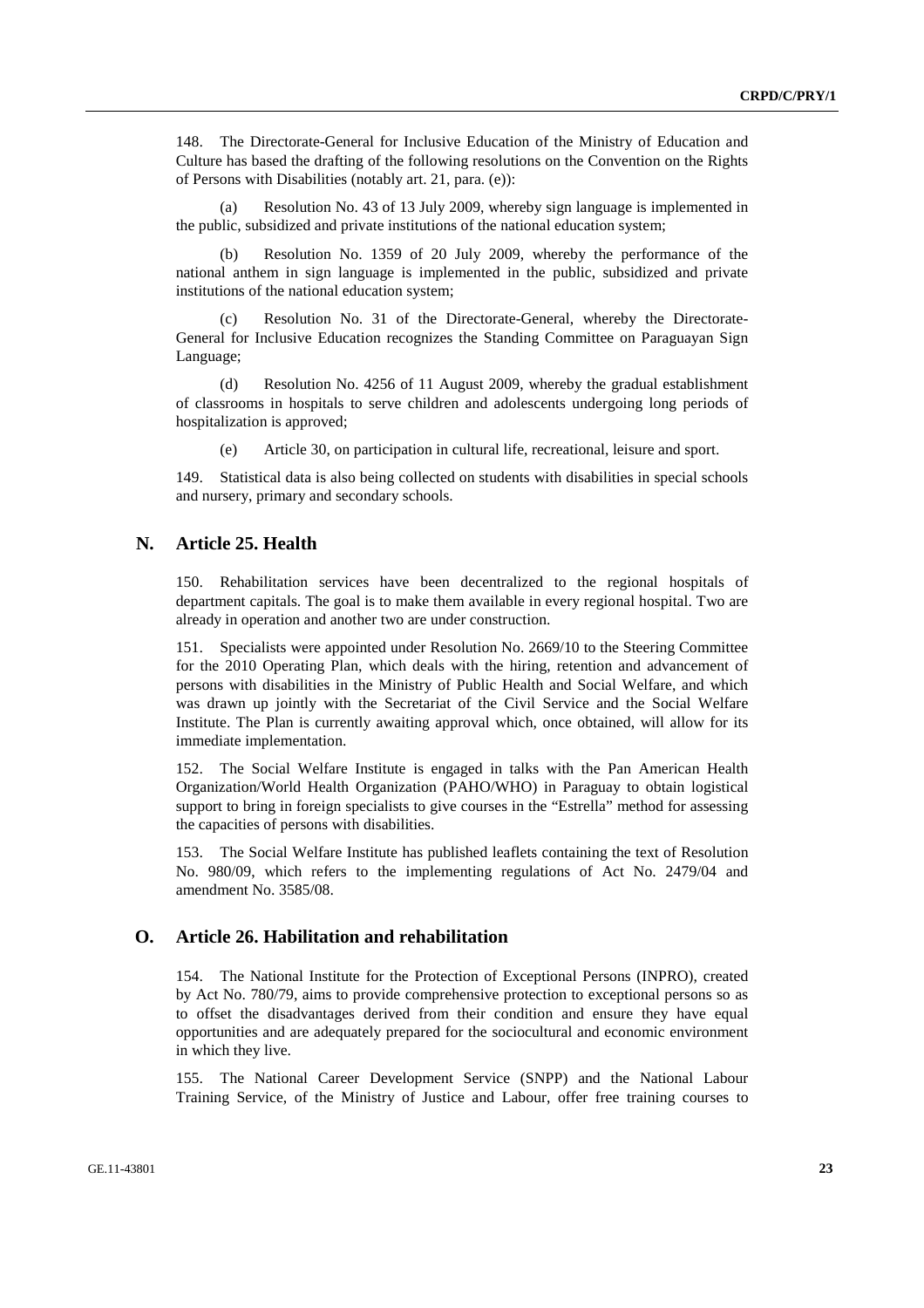148. The Directorate-General for Inclusive Education of the Ministry of Education and Culture has based the drafting of the following resolutions on the Convention on the Rights of Persons with Disabilities (notably art. 21, para. (e)):

(a) Resolution No. 43 of 13 July 2009, whereby sign language is implemented in the public, subsidized and private institutions of the national education system;

(b) Resolution No. 1359 of 20 July 2009, whereby the performance of the national anthem in sign language is implemented in the public, subsidized and private institutions of the national education system;

(c) Resolution No. 31 of the Directorate-General, whereby the Directorate-General for Inclusive Education recognizes the Standing Committee on Paraguayan Sign Language;

(d) Resolution No. 4256 of 11 August 2009, whereby the gradual establishment of classrooms in hospitals to serve children and adolescents undergoing long periods of hospitalization is approved;

(e) Article 30, on participation in cultural life, recreational, leisure and sport.

149. Statistical data is also being collected on students with disabilities in special schools and nursery, primary and secondary schools.

## N. Article 25. Health

150. Rehabilitation services have been decentralized to the regional hospitals of department capitals. The goal is to make them available in every regional hospital. Two are already in operation and another two are under construction.

151. Specialists were appointed under Resolution No. 2669/10 to the Steering Committee for the 2010 Operating Plan, which deals with the hiring, retention and advancement of persons with disabilities in the Ministry of Public Health and Social Welfare, and which was drawn up jointly with the Secretariat of the Civil Service and the Social Welfare Institute. The Plan is currently awaiting approval which, once obtained, will allow for its immediate implementation.

152. The Social Welfare Institute is engaged in talks with the Pan American Health Organization/World Health Organization (PAHO/WHO) in Paraguay to obtain logistical support to bring in foreign specialists to give courses in the "Estrella" method for assessing the capacities of persons with disabilities.

153. The Social Welfare Institute has published leaflets containing the text of Resolution No. 980/09, which refers to the implementing regulations of Act No. 2479/04 and amendment No. 3585/08.

## O. Article 26. Habilitation and rehabilitation

154. The National Institute for the Protection of Exceptional Persons (INPRO), created by Act No. 780/79, aims to provide comprehensive protection to exceptional persons so as to offset the disadvantages derived from their condition and ensure they have equal opportunities and are adequately prepared for the sociocultural and economic environment in which they live.

155. The National Career Development Service (SNPP) and the National Labour Training Service, of the Ministry of Justice and Labour, offer free training courses to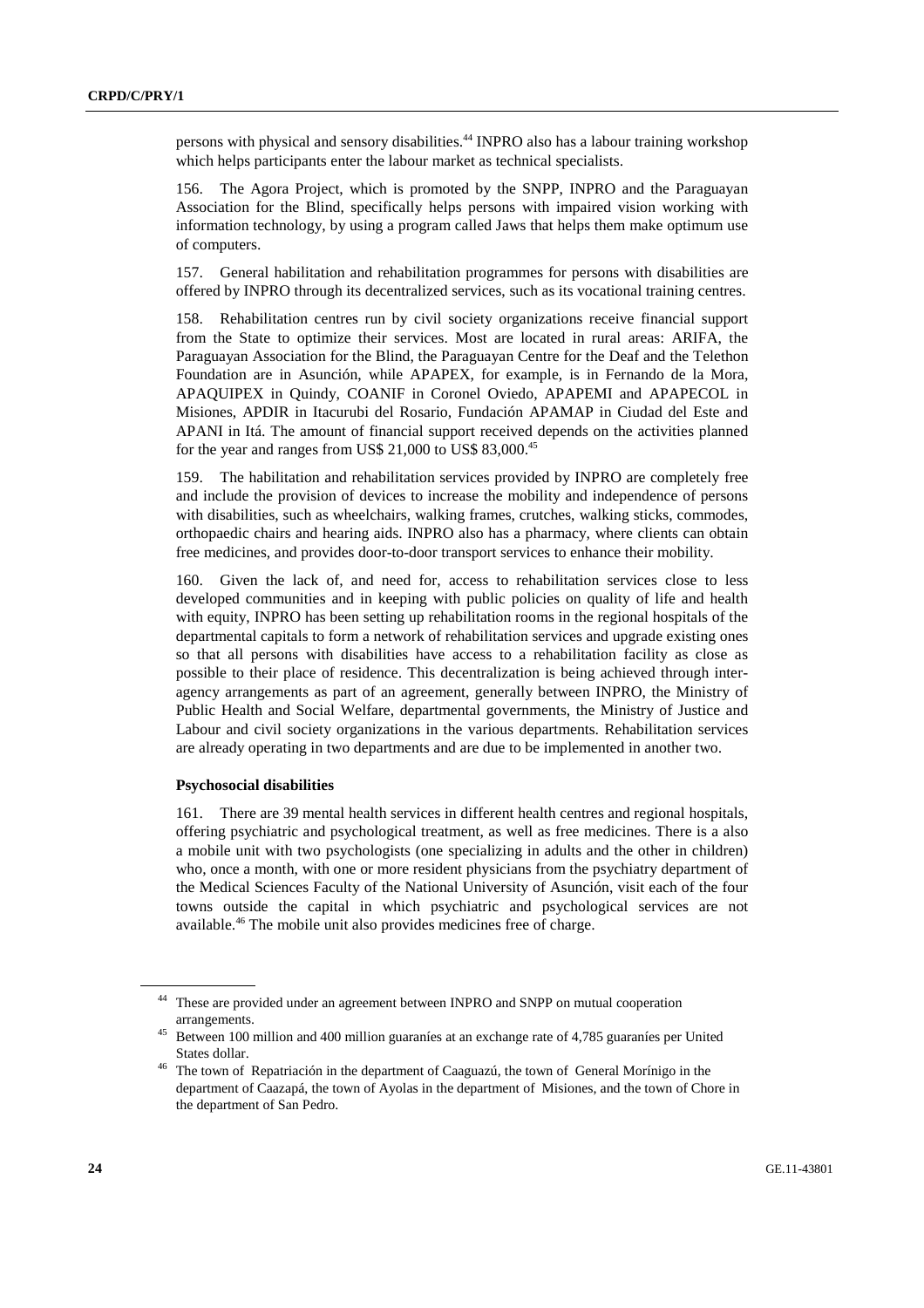persons with physical and sensory disabilities.[44] INPRO also has a labour training workshop which helps participants enter the labour market as technical specialists.

156. The Agora Project, which is promoted by the SNPP, INPRO and the Paraguayan Association for the Blind, specifically helps persons with impaired vision working with information technology, by using a program called Jaws that helps them make optimum use of computers.

157. General habilitation and rehabilitation programmes for persons with disabilities are offered by INPRO through its decentralized services, such as its vocational training centres.

158. Rehabilitation centres run by civil society organizations receive financial support from the State to optimize their services. Most are located in rural areas: ARIFA, the Paraguayan Association for the Blind, the Paraguayan Centre for the Deaf and the Telethon Foundation are in Asunción, while APAPEX, for example, is in Fernando de la Mora, APAQUIPEX in Quindy, COANIF in Coronel Oviedo, APAPEMI and APAPECOL in Misiones, APDIR in Itacurubi del Rosario, Fundación APAMAP in Ciudad del Este and APANI in Itá. The amount of financial support received depends on the activities planned for the year and ranges from US$ 21,000 to US$ 83,000.[45]

159. The habilitation and rehabilitation services provided by INPRO are completely free and include the provision of devices to increase the mobility and independence of persons with disabilities, such as wheelchairs, walking frames, crutches, walking sticks, commodes, orthopaedic chairs and hearing aids. INPRO also has a pharmacy, where clients can obtain free medicines, and provides door-to-door transport services to enhance their mobility.

160. Given the lack of, and need for, access to rehabilitation services close to less developed communities and in keeping with public policies on quality of life and health with equity, INPRO has been setting up rehabilitation rooms in the regional hospitals of the departmental capitals to form a network of rehabilitation services and upgrade existing ones so that all persons with disabilities have access to a rehabilitation facility as close as possible to their place of residence. This decentralization is being achieved through inter-agency arrangements as part of an agreement, generally between INPRO, the Ministry of Public Health and Social Welfare, departmental governments, the Ministry of Justice and Labour and civil society organizations in the various departments. Rehabilitation services are already operating in two departments and are due to be implemented in another two.

**Psychosocial disabilities**

161. There are 39 mental health services in different health centres and regional hospitals, offering psychiatric and psychological treatment, as well as free medicines. There is a also a mobile unit with two psychologists (one specializing in adults and the other in children) who, once a month, with one or more resident physicians from the psychiatry department of the Medical Sciences Faculty of the National University of Asunción, visit each of the four towns outside the capital in which psychiatric and psychological services are not available.[46] The mobile unit also provides medicines free of charge.

---

[44] These are provided under an agreement between INPRO and SNPP on mutual cooperation arrangements.

[45] Between 100 million and 400 million guaraníes at an exchange rate of 4,785 guaraníes per United States dollar.

[46] The town of Repatriación in the department of Caaguazú, the town of General Morínigo in the department of Caazapá, the town of Ayolas in the department of Misiones, and the town of Chore in the department of San Pedro.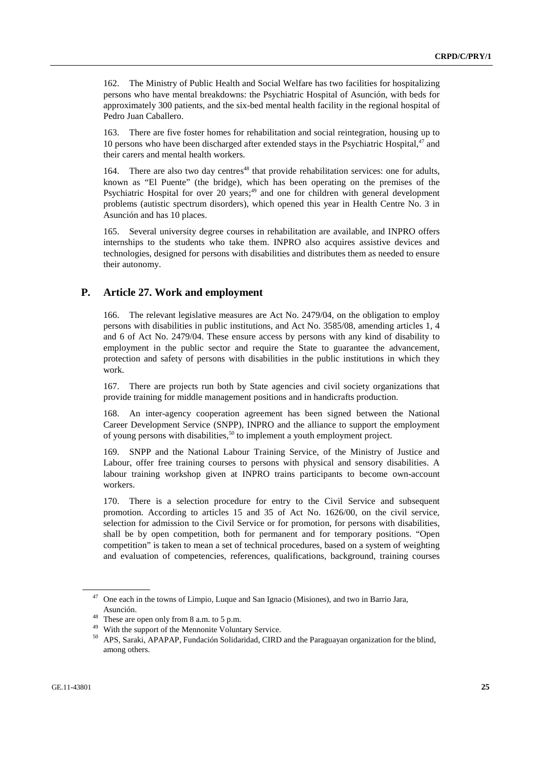162. The Ministry of Public Health and Social Welfare has two facilities for hospitalizing persons who have mental breakdowns: the Psychiatric Hospital of Asunción, with beds for approximately 300 patients, and the six-bed mental health facility in the regional hospital of Pedro Juan Caballero.

163. There are five foster homes for rehabilitation and social reintegration, housing up to 10 persons who have been discharged after extended stays in the Psychiatric Hospital,[47] and their carers and mental health workers.

164. There are also two day centres[48] that provide rehabilitation services: one for adults, known as "El Puente" (the bridge), which has been operating on the premises of the Psychiatric Hospital for over 20 years;[49] and one for children with general development problems (autistic spectrum disorders), which opened this year in Health Centre No. 3 in Asunción and has 10 places.

165. Several university degree courses in rehabilitation are available, and INPRO offers internships to the students who take them. INPRO also acquires assistive devices and technologies, designed for persons with disabilities and distributes them as needed to ensure their autonomy.

## P. Article 27. Work and employment

166. The relevant legislative measures are Act No. 2479/04, on the obligation to employ persons with disabilities in public institutions, and Act No. 3585/08, amending articles 1, 4 and 6 of Act No. 2479/04. These ensure access by persons with any kind of disability to employment in the public sector and require the State to guarantee the advancement, protection and safety of persons with disabilities in the public institutions in which they work.

167. There are projects run both by State agencies and civil society organizations that provide training for middle management positions and in handicrafts production.

168. An inter-agency cooperation agreement has been signed between the National Career Development Service (SNPP), INPRO and the alliance to support the employment of young persons with disabilities,[50] to implement a youth employment project.

169. SNPP and the National Labour Training Service, of the Ministry of Justice and Labour, offer free training courses to persons with physical and sensory disabilities. A labour training workshop given at INPRO trains participants to become own-account workers.

170. There is a selection procedure for entry to the Civil Service and subsequent promotion. According to articles 15 and 35 of Act No. 1626/00, on the civil service, selection for admission to the Civil Service or for promotion, for persons with disabilities, shall be by open competition, both for permanent and for temporary positions. "Open competition" is taken to mean a set of technical procedures, based on a system of weighting and evaluation of competencies, references, qualifications, background, training courses

---

[47] One each in the towns of Limpio, Luque and San Ignacio (Misiones), and two in Barrio Jara, Asunción.

[48] These are open only from 8 a.m. to 5 p.m.

[49] With the support of the Mennonite Voluntary Service.

[50] APS, Saraki, APAPAP, Fundación Solidaridad, CIRD and the Paraguayan organization for the blind, among others.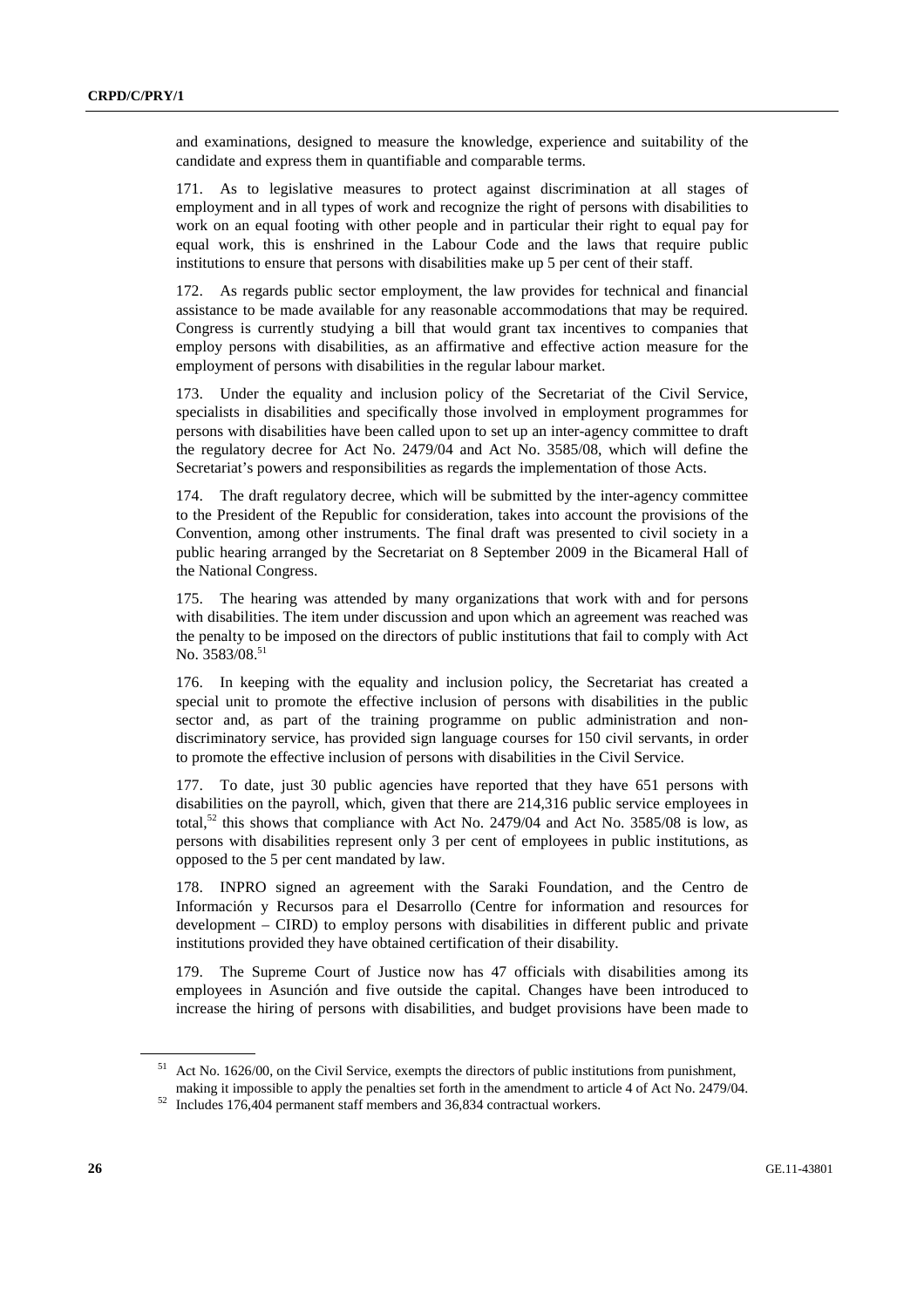and examinations, designed to measure the knowledge, experience and suitability of the candidate and express them in quantifiable and comparable terms.

171. As to legislative measures to protect against discrimination at all stages of employment and in all types of work and recognize the right of persons with disabilities to work on an equal footing with other people and in particular their right to equal pay for equal work, this is enshrined in the Labour Code and the laws that require public institutions to ensure that persons with disabilities make up 5 per cent of their staff.

172. As regards public sector employment, the law provides for technical and financial assistance to be made available for any reasonable accommodations that may be required. Congress is currently studying a bill that would grant tax incentives to companies that employ persons with disabilities, as an affirmative and effective action measure for the employment of persons with disabilities in the regular labour market.

173. Under the equality and inclusion policy of the Secretariat of the Civil Service, specialists in disabilities and specifically those involved in employment programmes for persons with disabilities have been called upon to set up an inter-agency committee to draft the regulatory decree for Act No. 2479/04 and Act No. 3585/08, which will define the Secretariat's powers and responsibilities as regards the implementation of those Acts.

174. The draft regulatory decree, which will be submitted by the inter-agency committee to the President of the Republic for consideration, takes into account the provisions of the Convention, among other instruments. The final draft was presented to civil society in a public hearing arranged by the Secretariat on 8 September 2009 in the Bicameral Hall of the National Congress.

175. The hearing was attended by many organizations that work with and for persons with disabilities. The item under discussion and upon which an agreement was reached was the penalty to be imposed on the directors of public institutions that fail to comply with Act No. 3583/08.[51]

176. In keeping with the equality and inclusion policy, the Secretariat has created a special unit to promote the effective inclusion of persons with disabilities in the public sector and, as part of the training programme on public administration and non-discriminatory service, has provided sign language courses for 150 civil servants, in order to promote the effective inclusion of persons with disabilities in the Civil Service.

177. To date, just 30 public agencies have reported that they have 651 persons with disabilities on the payroll, which, given that there are 214,316 public service employees in total,[52] this shows that compliance with Act No. 2479/04 and Act No. 3585/08 is low, as persons with disabilities represent only 3 per cent of employees in public institutions, as opposed to the 5 per cent mandated by law.

178. INPRO signed an agreement with the Saraki Foundation, and the Centro de Información y Recursos para el Desarrollo (Centre for information and resources for development – CIRD) to employ persons with disabilities in different public and private institutions provided they have obtained certification of their disability.

179. The Supreme Court of Justice now has 47 officials with disabilities among its employees in Asunción and five outside the capital. Changes have been introduced to increase the hiring of persons with disabilities, and budget provisions have been made to

---

[51] Act No. 1626/00, on the Civil Service, exempts the directors of public institutions from punishment, making it impossible to apply the penalties set forth in the amendment to article 4 of Act No. 2479/04.

[52] Includes 176,404 permanent staff members and 36,834 contractual workers.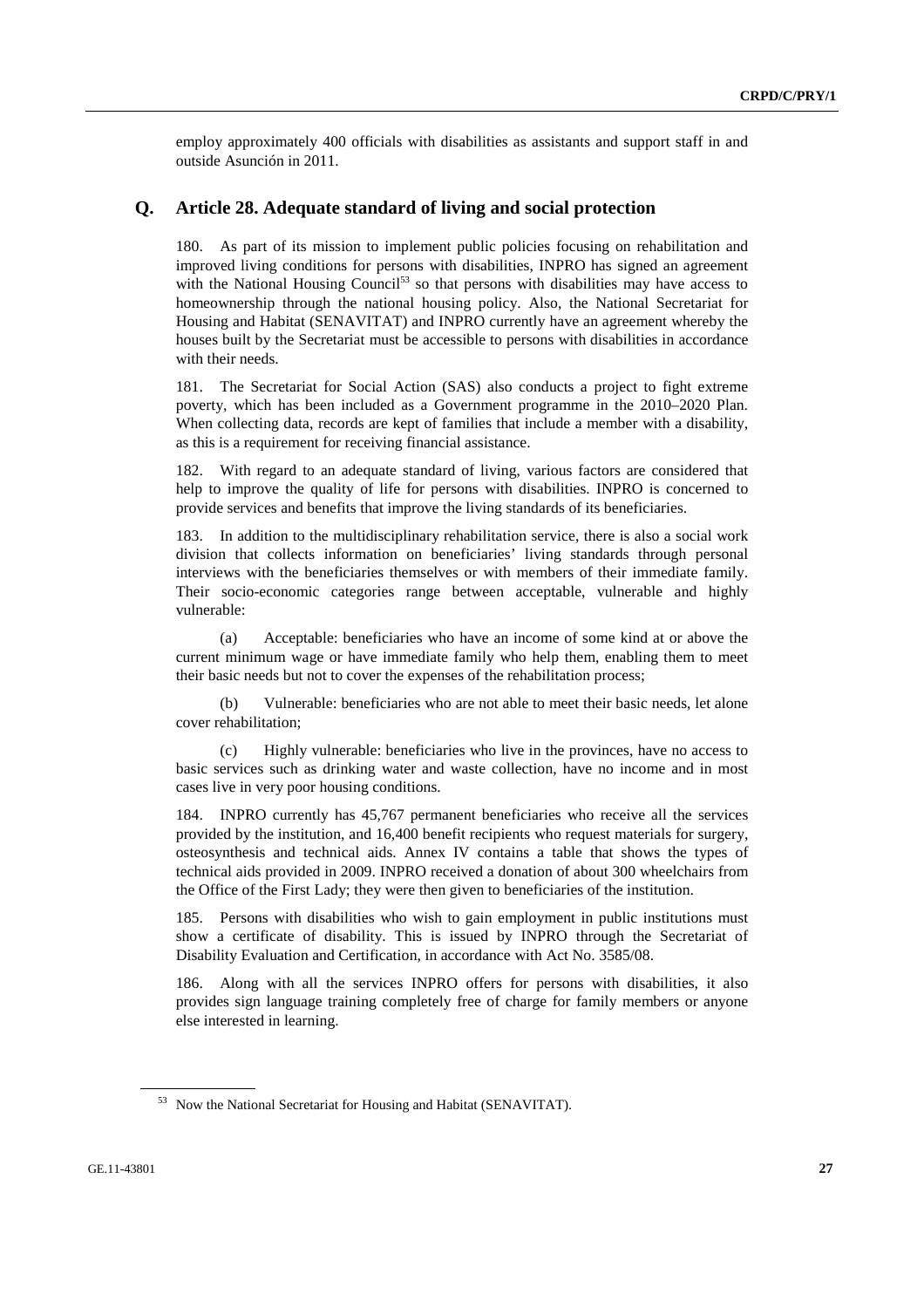employ approximately 400 officials with disabilities as assistants and support staff in and outside Asunción in 2011.

## Q. Article 28. Adequate standard of living and social protection

180. As part of its mission to implement public policies focusing on rehabilitation and improved living conditions for persons with disabilities, INPRO has signed an agreement with the National Housing Council[53] so that persons with disabilities may have access to homeownership through the national housing policy. Also, the National Secretariat for Housing and Habitat (SENAVITAT) and INPRO currently have an agreement whereby the houses built by the Secretariat must be accessible to persons with disabilities in accordance with their needs.

181. The Secretariat for Social Action (SAS) also conducts a project to fight extreme poverty, which has been included as a Government programme in the 2010–2020 Plan. When collecting data, records are kept of families that include a member with a disability, as this is a requirement for receiving financial assistance.

182. With regard to an adequate standard of living, various factors are considered that help to improve the quality of life for persons with disabilities. INPRO is concerned to provide services and benefits that improve the living standards of its beneficiaries.

183. In addition to the multidisciplinary rehabilitation service, there is also a social work division that collects information on beneficiaries' living standards through personal interviews with the beneficiaries themselves or with members of their immediate family. Their socio-economic categories range between acceptable, vulnerable and highly vulnerable:

(a) Acceptable: beneficiaries who have an income of some kind at or above the current minimum wage or have immediate family who help them, enabling them to meet their basic needs but not to cover the expenses of the rehabilitation process;

(b) Vulnerable: beneficiaries who are not able to meet their basic needs, let alone cover rehabilitation;

(c) Highly vulnerable: beneficiaries who live in the provinces, have no access to basic services such as drinking water and waste collection, have no income and in most cases live in very poor housing conditions.

184. INPRO currently has 45,767 permanent beneficiaries who receive all the services provided by the institution, and 16,400 benefit recipients who request materials for surgery, osteosynthesis and technical aids. Annex IV contains a table that shows the types of technical aids provided in 2009. INPRO received a donation of about 300 wheelchairs from the Office of the First Lady; they were then given to beneficiaries of the institution.

185. Persons with disabilities who wish to gain employment in public institutions must show a certificate of disability. This is issued by INPRO through the Secretariat of Disability Evaluation and Certification, in accordance with Act No. 3585/08.

186. Along with all the services INPRO offers for persons with disabilities, it also provides sign language training completely free of charge for family members or anyone else interested in learning.

[53] Now the National Secretariat for Housing and Habitat (SENAVITAT).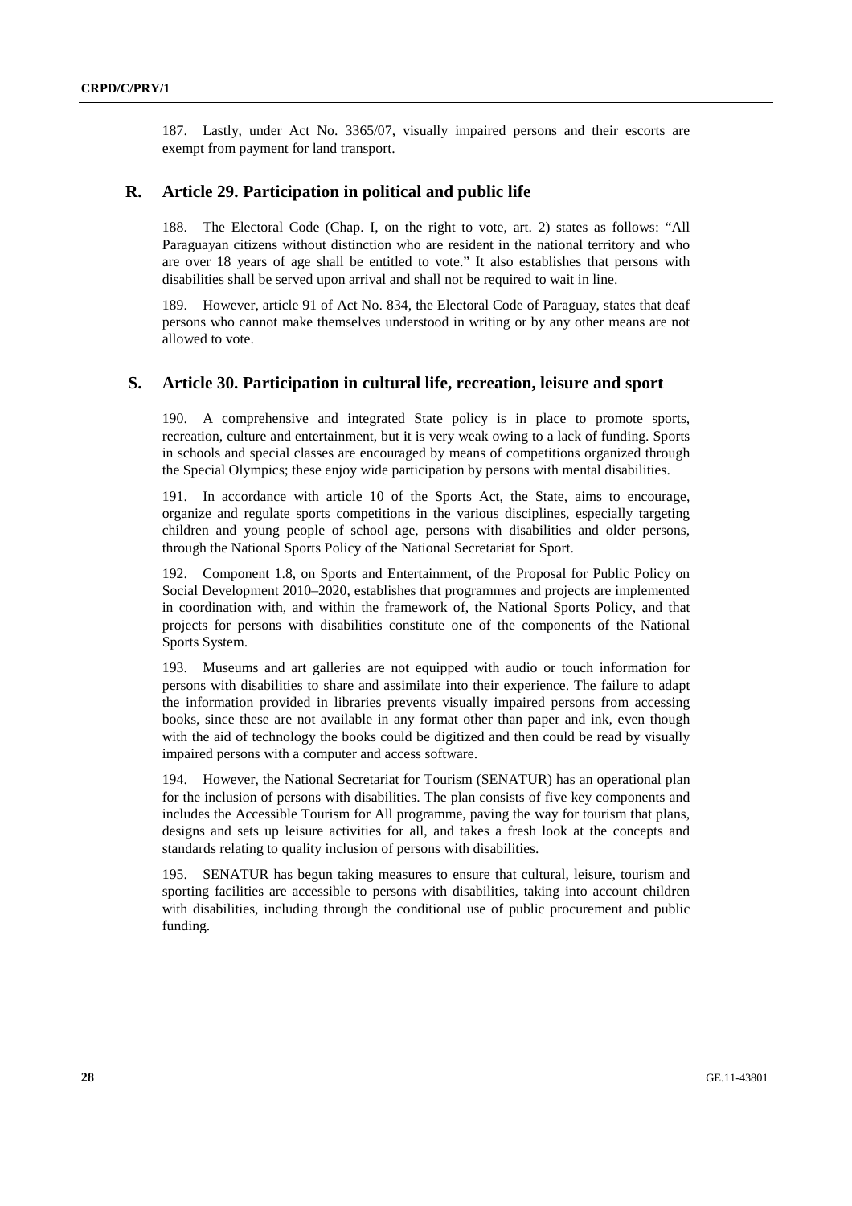187. Lastly, under Act No. 3365/07, visually impaired persons and their escorts are exempt from payment for land transport.

## R. Article 29. Participation in political and public life

188. The Electoral Code (Chap. I, on the right to vote, art. 2) states as follows: "All Paraguayan citizens without distinction who are resident in the national territory and who are over 18 years of age shall be entitled to vote." It also establishes that persons with disabilities shall be served upon arrival and shall not be required to wait in line.

189. However, article 91 of Act No. 834, the Electoral Code of Paraguay, states that deaf persons who cannot make themselves understood in writing or by any other means are not allowed to vote.

## S. Article 30. Participation in cultural life, recreation, leisure and sport

190. A comprehensive and integrated State policy is in place to promote sports, recreation, culture and entertainment, but it is very weak owing to a lack of funding. Sports in schools and special classes are encouraged by means of competitions organized through the Special Olympics; these enjoy wide participation by persons with mental disabilities.

191. In accordance with article 10 of the Sports Act, the State, aims to encourage, organize and regulate sports competitions in the various disciplines, especially targeting children and young people of school age, persons with disabilities and older persons, through the National Sports Policy of the National Secretariat for Sport.

192. Component 1.8, on Sports and Entertainment, of the Proposal for Public Policy on Social Development 2010–2020, establishes that programmes and projects are implemented in coordination with, and within the framework of, the National Sports Policy, and that projects for persons with disabilities constitute one of the components of the National Sports System.

193. Museums and art galleries are not equipped with audio or touch information for persons with disabilities to share and assimilate into their experience. The failure to adapt the information provided in libraries prevents visually impaired persons from accessing books, since these are not available in any format other than paper and ink, even though with the aid of technology the books could be digitized and then could be read by visually impaired persons with a computer and access software.

194. However, the National Secretariat for Tourism (SENATUR) has an operational plan for the inclusion of persons with disabilities. The plan consists of five key components and includes the Accessible Tourism for All programme, paving the way for tourism that plans, designs and sets up leisure activities for all, and takes a fresh look at the concepts and standards relating to quality inclusion of persons with disabilities.

195. SENATUR has begun taking measures to ensure that cultural, leisure, tourism and sporting facilities are accessible to persons with disabilities, taking into account children with disabilities, including through the conditional use of public procurement and public funding.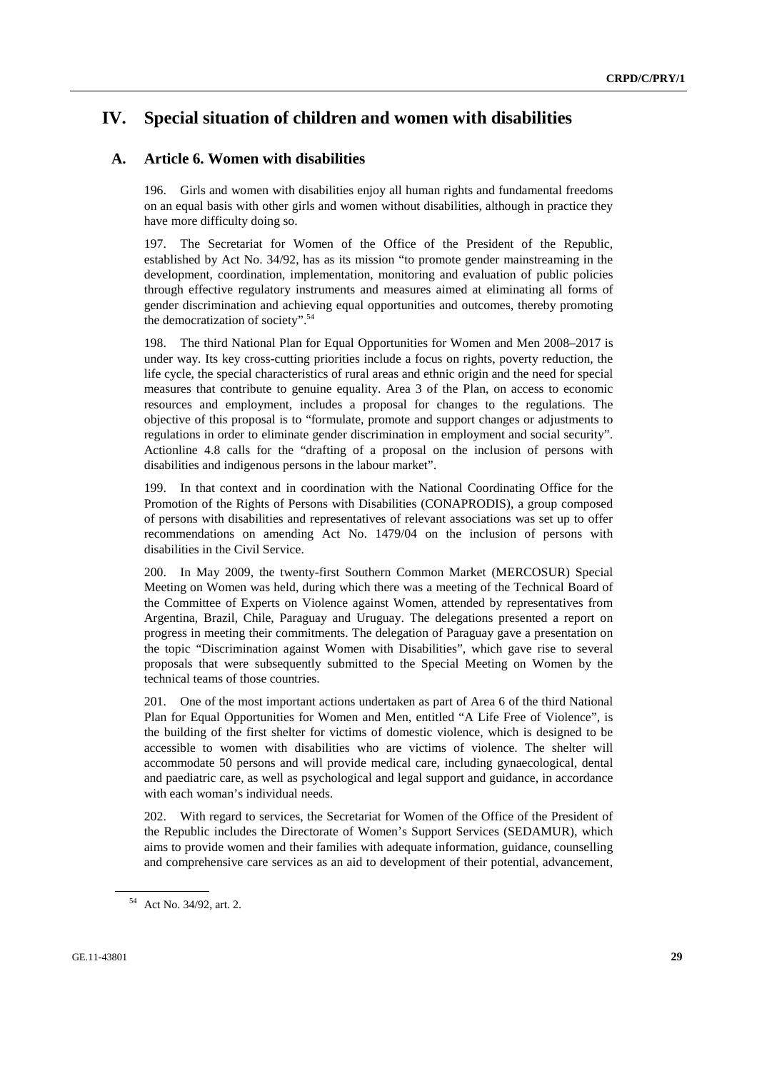# IV. Special situation of children and women with disabilities

## A. Article 6. Women with disabilities

196. Girls and women with disabilities enjoy all human rights and fundamental freedoms on an equal basis with other girls and women without disabilities, although in practice they have more difficulty doing so.

197. The Secretariat for Women of the Office of the President of the Republic, established by Act No. 34/92, has as its mission "to promote gender mainstreaming in the development, coordination, implementation, monitoring and evaluation of public policies through effective regulatory instruments and measures aimed at eliminating all forms of gender discrimination and achieving equal opportunities and outcomes, thereby promoting the democratization of society".[54]

198. The third National Plan for Equal Opportunities for Women and Men 2008–2017 is under way. Its key cross-cutting priorities include a focus on rights, poverty reduction, the life cycle, the special characteristics of rural areas and ethnic origin and the need for special measures that contribute to genuine equality. Area 3 of the Plan, on access to economic resources and employment, includes a proposal for changes to the regulations. The objective of this proposal is to "formulate, promote and support changes or adjustments to regulations in order to eliminate gender discrimination in employment and social security". Actionline 4.8 calls for the "drafting of a proposal on the inclusion of persons with disabilities and indigenous persons in the labour market".

199. In that context and in coordination with the National Coordinating Office for the Promotion of the Rights of Persons with Disabilities (CONAPRODIS), a group composed of persons with disabilities and representatives of relevant associations was set up to offer recommendations on amending Act No. 1479/04 on the inclusion of persons with disabilities in the Civil Service.

200. In May 2009, the twenty-first Southern Common Market (MERCOSUR) Special Meeting on Women was held, during which there was a meeting of the Technical Board of the Committee of Experts on Violence against Women, attended by representatives from Argentina, Brazil, Chile, Paraguay and Uruguay. The delegations presented a report on progress in meeting their commitments. The delegation of Paraguay gave a presentation on the topic "Discrimination against Women with Disabilities", which gave rise to several proposals that were subsequently submitted to the Special Meeting on Women by the technical teams of those countries.

201. One of the most important actions undertaken as part of Area 6 of the third National Plan for Equal Opportunities for Women and Men, entitled "A Life Free of Violence", is the building of the first shelter for victims of domestic violence, which is designed to be accessible to women with disabilities who are victims of violence. The shelter will accommodate 50 persons and will provide medical care, including gynaecological, dental and paediatric care, as well as psychological and legal support and guidance, in accordance with each woman's individual needs.

202. With regard to services, the Secretariat for Women of the Office of the President of the Republic includes the Directorate of Women's Support Services (SEDAMUR), which aims to provide women and their families with adequate information, guidance, counselling and comprehensive care services as an aid to development of their potential, advancement,

---

[54] Act No. 34/92, art. 2.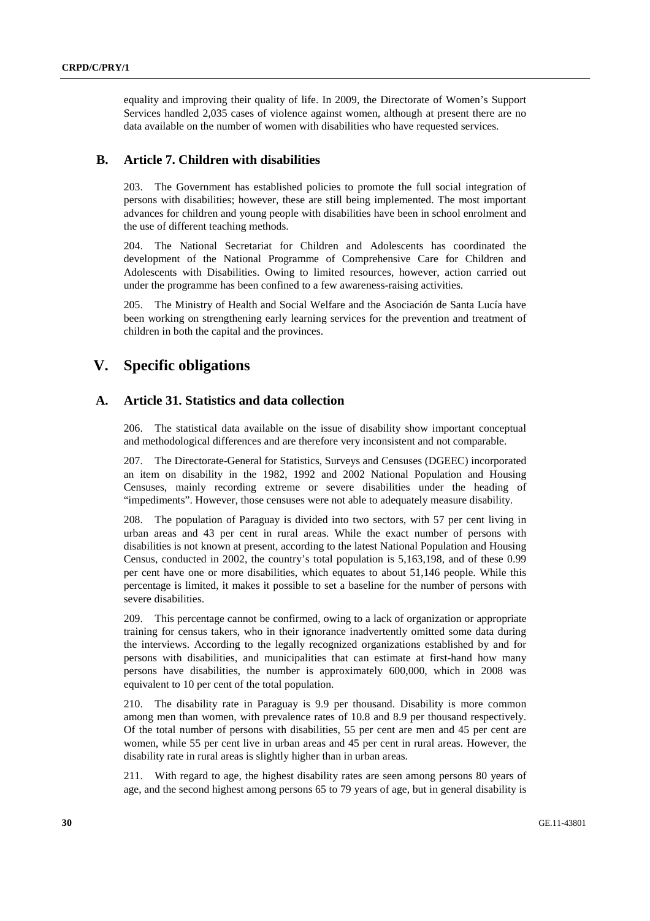equality and improving their quality of life. In 2009, the Directorate of Women's Support Services handled 2,035 cases of violence against women, although at present there are no data available on the number of women with disabilities who have requested services.

## B. Article 7. Children with disabilities

203. The Government has established policies to promote the full social integration of persons with disabilities; however, these are still being implemented. The most important advances for children and young people with disabilities have been in school enrolment and the use of different teaching methods.

204. The National Secretariat for Children and Adolescents has coordinated the development of the National Programme of Comprehensive Care for Children and Adolescents with Disabilities. Owing to limited resources, however, action carried out under the programme has been confined to a few awareness-raising activities.

205. The Ministry of Health and Social Welfare and the Asociación de Santa Lucía have been working on strengthening early learning services for the prevention and treatment of children in both the capital and the provinces.

# V. Specific obligations

## A. Article 31. Statistics and data collection

206. The statistical data available on the issue of disability show important conceptual and methodological differences and are therefore very inconsistent and not comparable.

207. The Directorate-General for Statistics, Surveys and Censuses (DGEEC) incorporated an item on disability in the 1982, 1992 and 2002 National Population and Housing Censuses, mainly recording extreme or severe disabilities under the heading of "impediments". However, those censuses were not able to adequately measure disability.

208. The population of Paraguay is divided into two sectors, with 57 per cent living in urban areas and 43 per cent in rural areas. While the exact number of persons with disabilities is not known at present, according to the latest National Population and Housing Census, conducted in 2002, the country's total population is 5,163,198, and of these 0.99 per cent have one or more disabilities, which equates to about 51,146 people. While this percentage is limited, it makes it possible to set a baseline for the number of persons with severe disabilities.

209. This percentage cannot be confirmed, owing to a lack of organization or appropriate training for census takers, who in their ignorance inadvertently omitted some data during the interviews. According to the legally recognized organizations established by and for persons with disabilities, and municipalities that can estimate at first-hand how many persons have disabilities, the number is approximately 600,000, which in 2008 was equivalent to 10 per cent of the total population.

210. The disability rate in Paraguay is 9.9 per thousand. Disability is more common among men than women, with prevalence rates of 10.8 and 8.9 per thousand respectively. Of the total number of persons with disabilities, 55 per cent are men and 45 per cent are women, while 55 per cent live in urban areas and 45 per cent in rural areas. However, the disability rate in rural areas is slightly higher than in urban areas.

211. With regard to age, the highest disability rates are seen among persons 80 years of age, and the second highest among persons 65 to 79 years of age, but in general disability is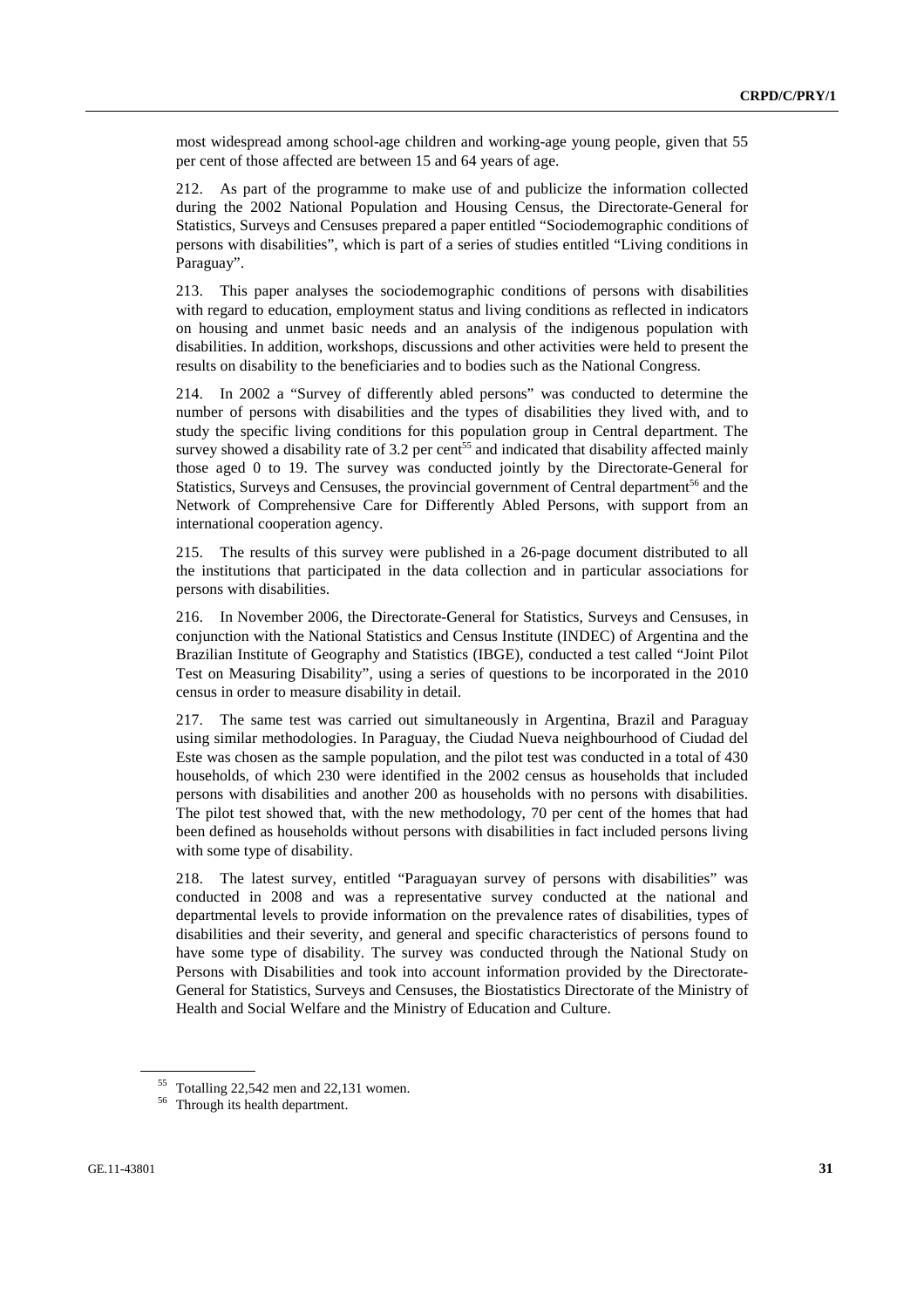most widespread among school-age children and working-age young people, given that 55 per cent of those affected are between 15 and 64 years of age.

212. As part of the programme to make use of and publicize the information collected during the 2002 National Population and Housing Census, the Directorate-General for Statistics, Surveys and Censuses prepared a paper entitled "Sociodemographic conditions of persons with disabilities", which is part of a series of studies entitled "Living conditions in Paraguay".

213. This paper analyses the sociodemographic conditions of persons with disabilities with regard to education, employment status and living conditions as reflected in indicators on housing and unmet basic needs and an analysis of the indigenous population with disabilities. In addition, workshops, discussions and other activities were held to present the results on disability to the beneficiaries and to bodies such as the National Congress.

214. In 2002 a "Survey of differently abled persons" was conducted to determine the number of persons with disabilities and the types of disabilities they lived with, and to study the specific living conditions for this population group in Central department. The survey showed a disability rate of 3.2 per cent[55] and indicated that disability affected mainly those aged 0 to 19. The survey was conducted jointly by the Directorate-General for Statistics, Surveys and Censuses, the provincial government of Central department[56] and the Network of Comprehensive Care for Differently Abled Persons, with support from an international cooperation agency.

215. The results of this survey were published in a 26-page document distributed to all the institutions that participated in the data collection and in particular associations for persons with disabilities.

216. In November 2006, the Directorate-General for Statistics, Surveys and Censuses, in conjunction with the National Statistics and Census Institute (INDEC) of Argentina and the Brazilian Institute of Geography and Statistics (IBGE), conducted a test called "Joint Pilot Test on Measuring Disability", using a series of questions to be incorporated in the 2010 census in order to measure disability in detail.

217. The same test was carried out simultaneously in Argentina, Brazil and Paraguay using similar methodologies. In Paraguay, the Ciudad Nueva neighbourhood of Ciudad del Este was chosen as the sample population, and the pilot test was conducted in a total of 430 households, of which 230 were identified in the 2002 census as households that included persons with disabilities and another 200 as households with no persons with disabilities. The pilot test showed that, with the new methodology, 70 per cent of the homes that had been defined as households without persons with disabilities in fact included persons living with some type of disability.

218. The latest survey, entitled "Paraguayan survey of persons with disabilities" was conducted in 2008 and was a representative survey conducted at the national and departmental levels to provide information on the prevalence rates of disabilities, types of disabilities and their severity, and general and specific characteristics of persons found to have some type of disability. The survey was conducted through the National Study on Persons with Disabilities and took into account information provided by the Directorate-General for Statistics, Surveys and Censuses, the Biostatistics Directorate of the Ministry of Health and Social Welfare and the Ministry of Education and Culture.

[55] Totalling 22,542 men and 22,131 women.

[56] Through its health department.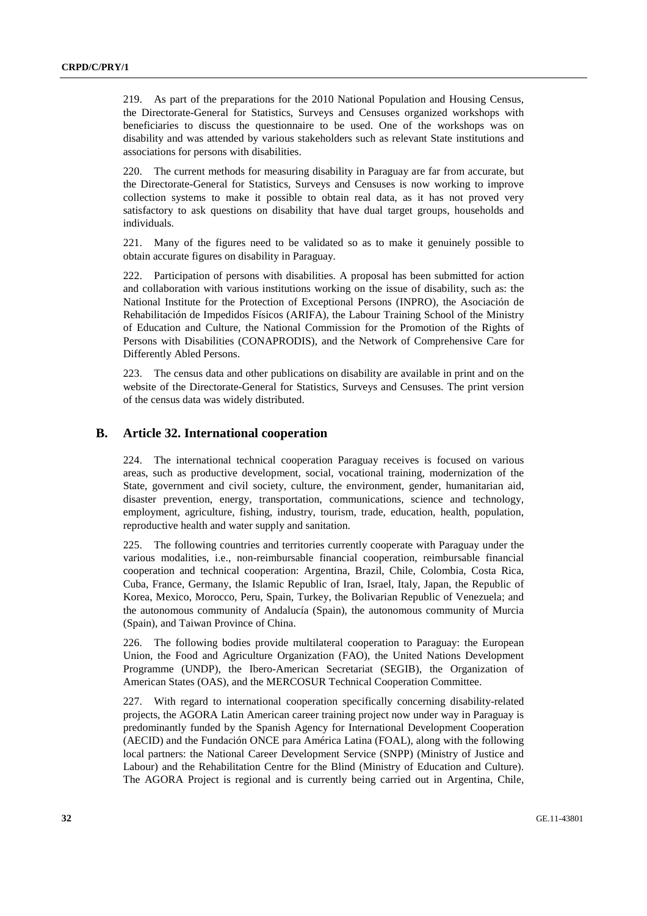219. As part of the preparations for the 2010 National Population and Housing Census, the Directorate-General for Statistics, Surveys and Censuses organized workshops with beneficiaries to discuss the questionnaire to be used. One of the workshops was on disability and was attended by various stakeholders such as relevant State institutions and associations for persons with disabilities.

220. The current methods for measuring disability in Paraguay are far from accurate, but the Directorate-General for Statistics, Surveys and Censuses is now working to improve collection systems to make it possible to obtain real data, as it has not proved very satisfactory to ask questions on disability that have dual target groups, households and individuals.

221. Many of the figures need to be validated so as to make it genuinely possible to obtain accurate figures on disability in Paraguay.

222. Participation of persons with disabilities. A proposal has been submitted for action and collaboration with various institutions working on the issue of disability, such as: the National Institute for the Protection of Exceptional Persons (INPRO), the Asociación de Rehabilitación de Impedidos Físicos (ARIFA), the Labour Training School of the Ministry of Education and Culture, the National Commission for the Promotion of the Rights of Persons with Disabilities (CONAPRODIS), and the Network of Comprehensive Care for Differently Abled Persons.

223. The census data and other publications on disability are available in print and on the website of the Directorate-General for Statistics, Surveys and Censuses. The print version of the census data was widely distributed.

## B. Article 32. International cooperation

224. The international technical cooperation Paraguay receives is focused on various areas, such as productive development, social, vocational training, modernization of the State, government and civil society, culture, the environment, gender, humanitarian aid, disaster prevention, energy, transportation, communications, science and technology, employment, agriculture, fishing, industry, tourism, trade, education, health, population, reproductive health and water supply and sanitation.

225. The following countries and territories currently cooperate with Paraguay under the various modalities, i.e., non-reimbursable financial cooperation, reimbursable financial cooperation and technical cooperation: Argentina, Brazil, Chile, Colombia, Costa Rica, Cuba, France, Germany, the Islamic Republic of Iran, Israel, Italy, Japan, the Republic of Korea, Mexico, Morocco, Peru, Spain, Turkey, the Bolivarian Republic of Venezuela; and the autonomous community of Andalucía (Spain), the autonomous community of Murcia (Spain), and Taiwan Province of China.

226. The following bodies provide multilateral cooperation to Paraguay: the European Union, the Food and Agriculture Organization (FAO), the United Nations Development Programme (UNDP), the Ibero-American Secretariat (SEGIB), the Organization of American States (OAS), and the MERCOSUR Technical Cooperation Committee.

227. With regard to international cooperation specifically concerning disability-related projects, the AGORA Latin American career training project now under way in Paraguay is predominantly funded by the Spanish Agency for International Development Cooperation (AECID) and the Fundación ONCE para América Latina (FOAL), along with the following local partners: the National Career Development Service (SNPP) (Ministry of Justice and Labour) and the Rehabilitation Centre for the Blind (Ministry of Education and Culture). The AGORA Project is regional and is currently being carried out in Argentina, Chile,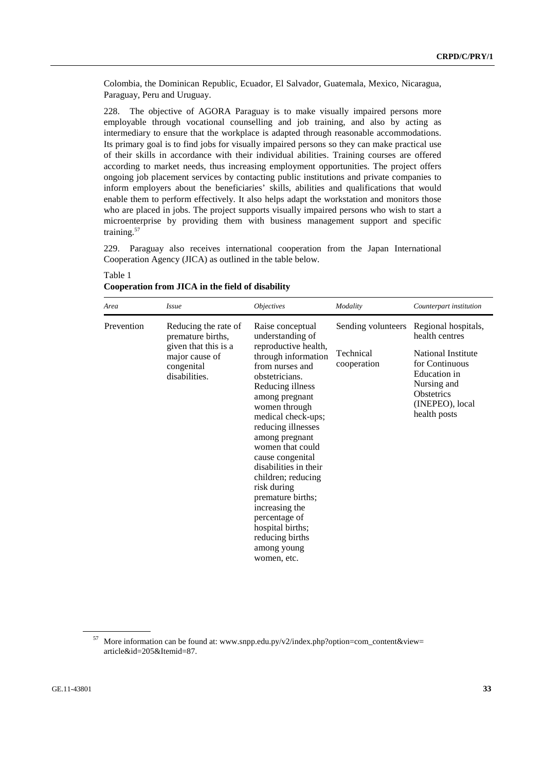Colombia, the Dominican Republic, Ecuador, El Salvador, Guatemala, Mexico, Nicaragua, Paraguay, Peru and Uruguay.

228. The objective of AGORA Paraguay is to make visually impaired persons more employable through vocational counselling and job training, and also by acting as intermediary to ensure that the workplace is adapted through reasonable accommodations. Its primary goal is to find jobs for visually impaired persons so they can make practical use of their skills in accordance with their individual abilities. Training courses are offered according to market needs, thus increasing employment opportunities. The project offers ongoing job placement services by contacting public institutions and private companies to inform employers about the beneficiaries' skills, abilities and qualifications that would enable them to perform effectively. It also helps adapt the workstation and monitors those who are placed in jobs. The project supports visually impaired persons who wish to start a microenterprise by providing them with business management support and specific training.[57]

229. Paraguay also receives international cooperation from the Japan International Cooperation Agency (JICA) as outlined in the table below.

Table 1
**Cooperation from JICA in the field of disability**

| *Area* | *Issue* | *Objectives* | *Modality* | *Counterpart institution* |
|---|---|---|---|---|
| Prevention | Reducing the rate of premature births, given that this is a major cause of congenital disabilities. | Raise conceptual understanding of reproductive health, through information from nurses and obstetricians. Reducing illness among pregnant women through medical check-ups; reducing illnesses among pregnant women that could cause congenital disabilities in their children; reducing risk during premature births; increasing the percentage of hospital births; reducing births among young women, etc. | Sending volunteers | Regional hospitals, health centres |
| | | | Technical cooperation | National Institute for Continuous Education in Nursing and Obstetrics (INEPEO), local health posts |

[57] More information can be found at: www.snpp.edu.py/v2/index.php?option=com_content&view=article&id=205&Itemid=87.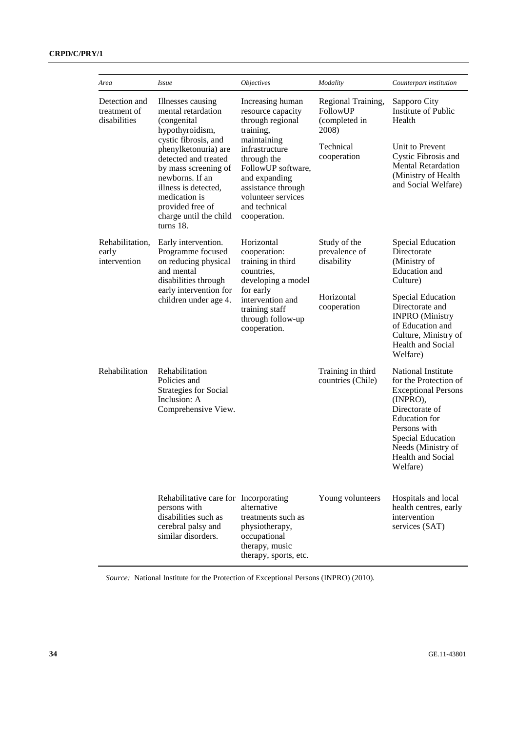| *Area* | *Issue* | *Objectives* | *Modality* | *Counterpart institution* |
|---|---|---|---|---|
| Detection and treatment of disabilities | Illnesses causing mental retardation (congenital hypothyroidism, cystic fibrosis, and phenylketonuria) are detected and treated by mass screening of newborns. If an illness is detected, medication is provided free of charge until the child turns 18. | Increasing human resource capacity through regional training, maintaining infrastructure through the FollowUP software, and expanding assistance through volunteer services and technical cooperation. | Regional Training, FollowUP (completed in 2008) | Sapporo City Institute of Public Health |
| | | | Technical cooperation | Unit to Prevent Cystic Fibrosis and Mental Retardation (Ministry of Health and Social Welfare) |
| Rehabilitation, early intervention | Early intervention. Programme focused on reducing physical and mental disabilities through early intervention for children under age 4. | Horizontal cooperation: training in third countries, developing a model for early intervention and training staff through follow-up cooperation. | Study of the prevalence of disability | Special Education Directorate (Ministry of Education and Culture) |
| | | | Horizontal cooperation | Special Education Directorate and INPRO (Ministry of Education and Culture, Ministry of Health and Social Welfare) |
| Rehabilitation | Rehabilitation Policies and Strategies for Social Inclusion: A Comprehensive View. | | Training in third countries (Chile) | National Institute for the Protection of Exceptional Persons (INPRO), Directorate of Education for Persons with Special Education Needs (Ministry of Health and Social Welfare) |
| | Rehabilitative care for persons with disabilities such as cerebral palsy and similar disorders. | Incorporating alternative treatments such as physiotherapy, occupational therapy, music therapy, sports, etc. | Young volunteers | Hospitals and local health centres, early intervention services (SAT) |

*Source:* National Institute for the Protection of Exceptional Persons (INPRO) (2010).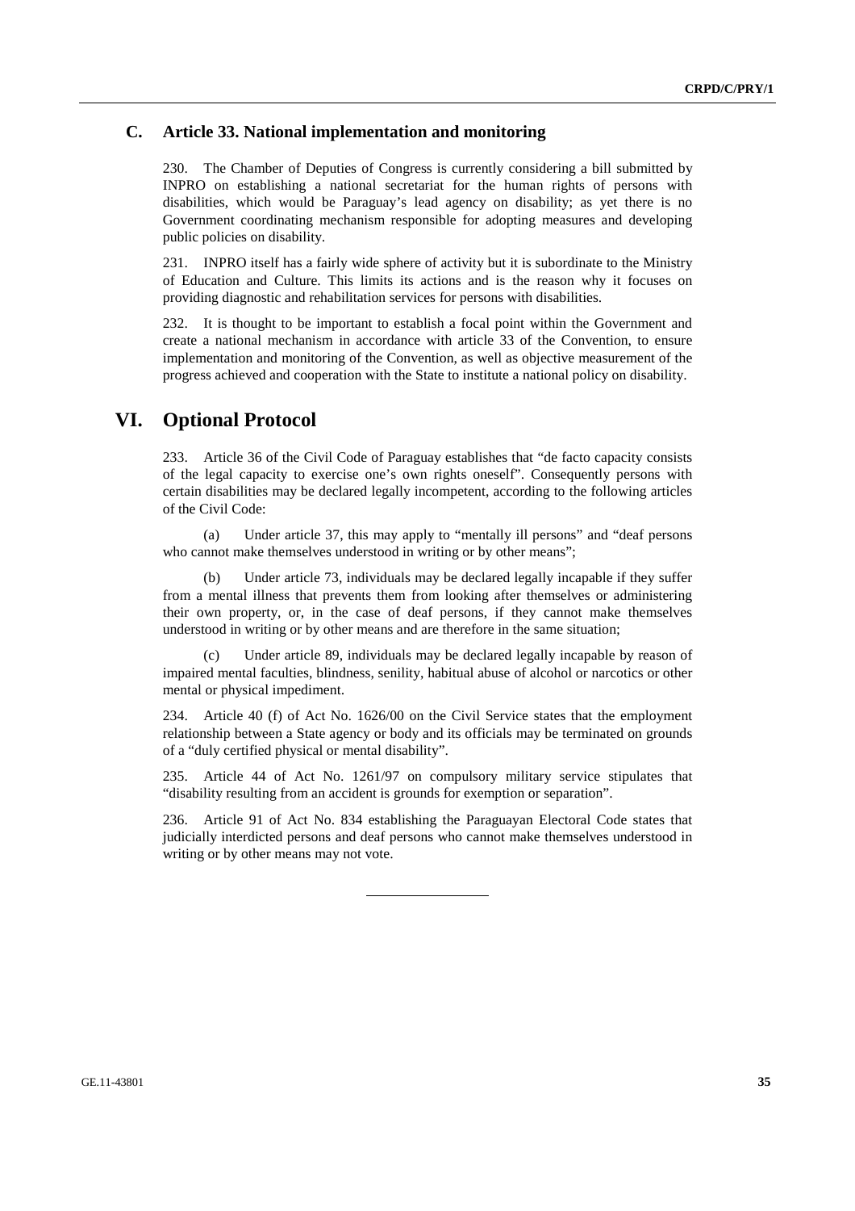## C. Article 33. National implementation and monitoring

230. The Chamber of Deputies of Congress is currently considering a bill submitted by INPRO on establishing a national secretariat for the human rights of persons with disabilities, which would be Paraguay's lead agency on disability; as yet there is no Government coordinating mechanism responsible for adopting measures and developing public policies on disability.

231. INPRO itself has a fairly wide sphere of activity but it is subordinate to the Ministry of Education and Culture. This limits its actions and is the reason why it focuses on providing diagnostic and rehabilitation services for persons with disabilities.

232. It is thought to be important to establish a focal point within the Government and create a national mechanism in accordance with article 33 of the Convention, to ensure implementation and monitoring of the Convention, as well as objective measurement of the progress achieved and cooperation with the State to institute a national policy on disability.

# VI. Optional Protocol

233. Article 36 of the Civil Code of Paraguay establishes that "de facto capacity consists of the legal capacity to exercise one's own rights oneself". Consequently persons with certain disabilities may be declared legally incompetent, according to the following articles of the Civil Code:

(a) Under article 37, this may apply to "mentally ill persons" and "deaf persons who cannot make themselves understood in writing or by other means";

(b) Under article 73, individuals may be declared legally incapable if they suffer from a mental illness that prevents them from looking after themselves or administering their own property, or, in the case of deaf persons, if they cannot make themselves understood in writing or by other means and are therefore in the same situation;

(c) Under article 89, individuals may be declared legally incapable by reason of impaired mental faculties, blindness, senility, habitual abuse of alcohol or narcotics or other mental or physical impediment.

234. Article 40 (f) of Act No. 1626/00 on the Civil Service states that the employment relationship between a State agency or body and its officials may be terminated on grounds of a "duly certified physical or mental disability".

235. Article 44 of Act No. 1261/97 on compulsory military service stipulates that "disability resulting from an accident is grounds for exemption or separation".

236. Article 91 of Act No. 834 establishing the Paraguayan Electoral Code states that judicially interdicted persons and deaf persons who cannot make themselves understood in writing or by other means may not vote.